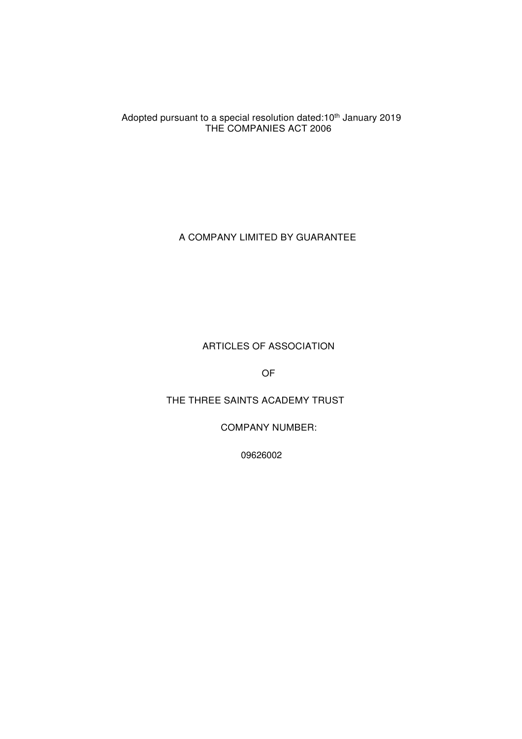Adopted pursuant to a special resolution dated:10th January 2019

THE COMPANIES ACT 2006

A COMPANY LIMITED BY GUARANTEE

# ARTICLES OF ASSOCIATION

# OF

# THE THREE SAINTS ACADEMY TRUST

COMPANY NUMBER:

09626002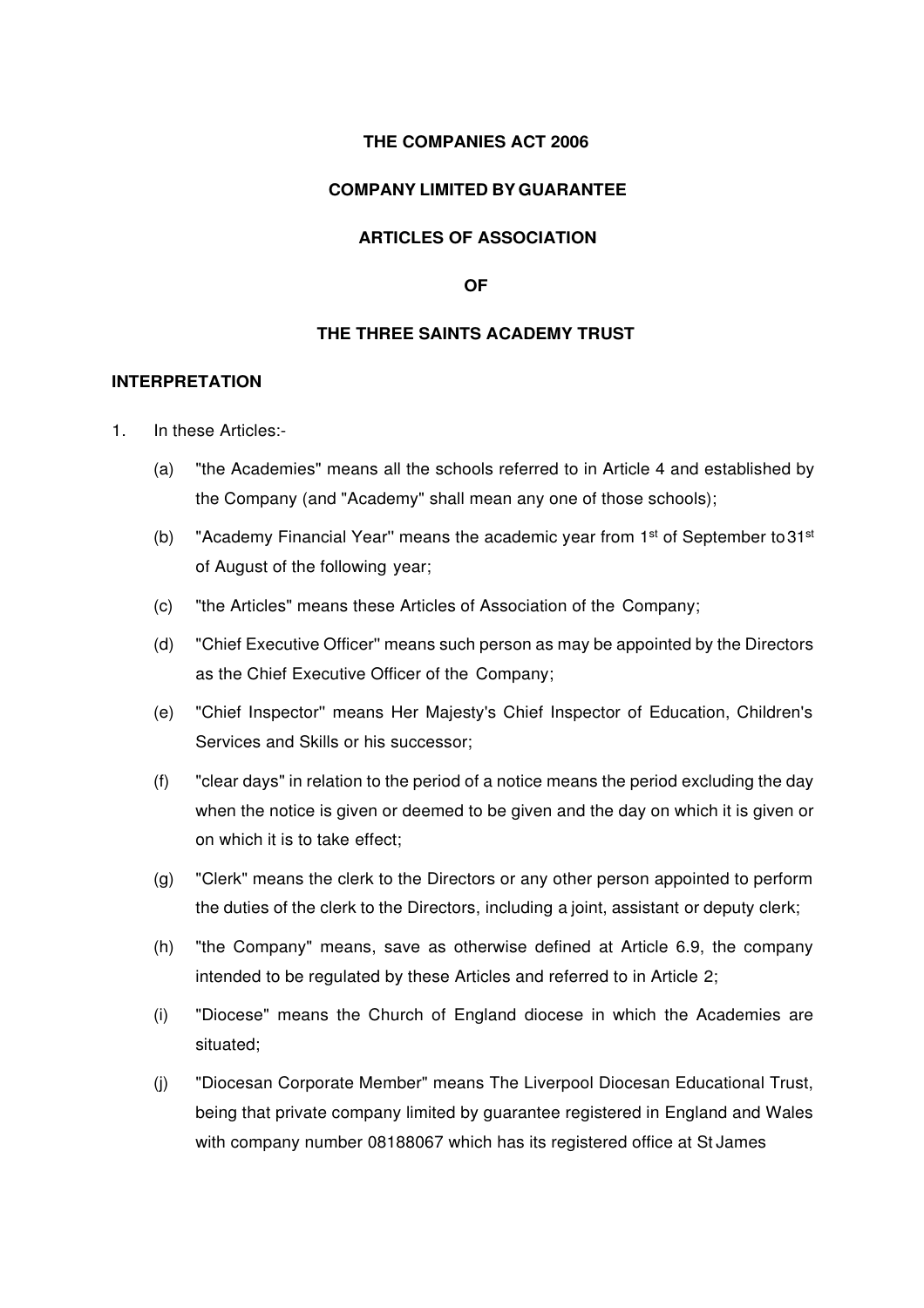**THE COMPANIES ACT 2006**

**COMPANY LIMITED BY GUARANTEE**

**ARTICLES OF ASSOCIATION**

**OF**

**THE THREE SAINTS ACADEMY TRUST**

**INTERPRETATION**

1. In these Articles:-

   (a) "the Academies" means all the schools referred to in Article 4 and established by the Company (and "Academy" shall mean any one of those schools);

   (b) "Academy Financial Year'' means the academic year from 1st of September to 31st of August of the following year;

   (c) "the Articles" means these Articles of Association of the Company;

   (d) "Chief Executive Officer'' means such person as may be appointed by the Directors as the Chief Executive Officer of the Company;

   (e) "Chief Inspector'' means Her Majesty's Chief Inspector of Education, Children's Services and Skills or his successor;

   (f) "clear days" in relation to the period of a notice means the period excluding the day when the notice is given or deemed to be given and the day on which it is given or on which it is to take effect;

   (g) "Clerk" means the clerk to the Directors or any other person appointed to perform the duties of the clerk to the Directors, including a joint, assistant or deputy clerk;

   (h) "the Company" means, save as otherwise defined at Article 6.9, the company intended to be regulated by these Articles and referred to in Article 2;

   (i) "Diocese" means the Church of England diocese in which the Academies are situated;

   (j) "Diocesan Corporate Member" means The Liverpool Diocesan Educational Trust, being that private company limited by guarantee registered in England and Wales with company number 08188067 which has its registered office at St James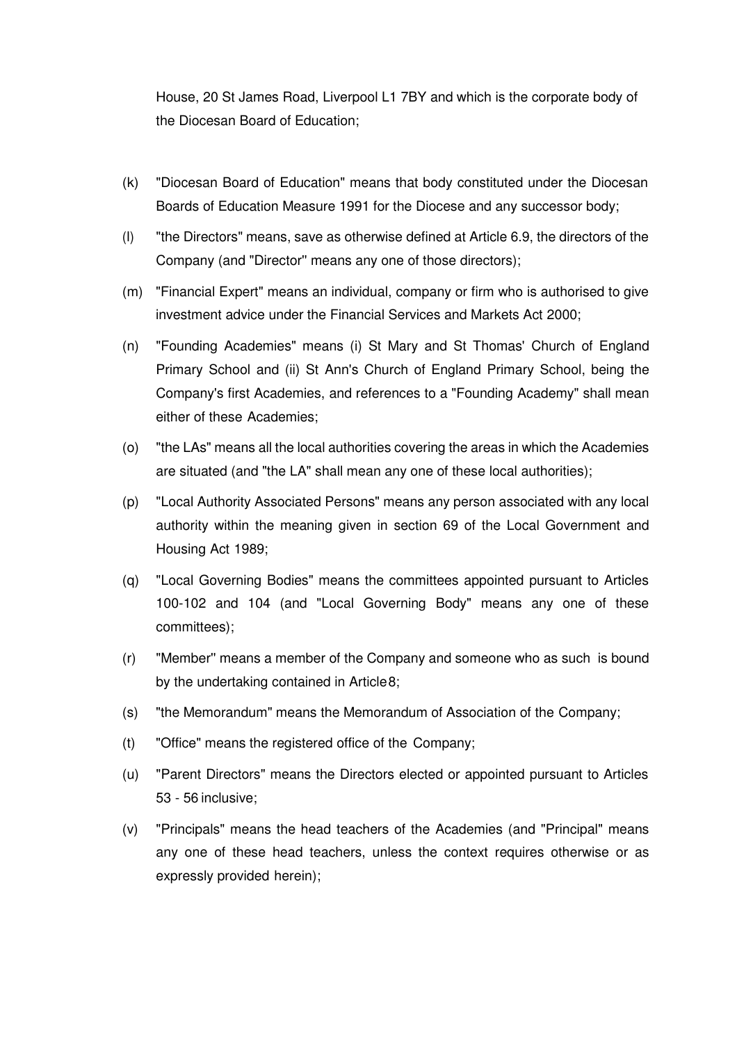House, 20 St James Road, Liverpool L1 7BY and which is the corporate body of the Diocesan Board of Education;

(k) "Diocesan Board of Education" means that body constituted under the Diocesan Boards of Education Measure 1991 for the Diocese and any successor body;

(l) "the Directors" means, save as otherwise defined at Article 6.9, the directors of the Company (and "Director" means any one of those directors);

(m) "Financial Expert" means an individual, company or firm who is authorised to give investment advice under the Financial Services and Markets Act 2000;

(n) "Founding Academies" means (i) St Mary and St Thomas' Church of England Primary School and (ii) St Ann's Church of England Primary School, being the Company's first Academies, and references to a "Founding Academy" shall mean either of these Academies;

(o) "the LAs" means all the local authorities covering the areas in which the Academies are situated (and "the LA" shall mean any one of these local authorities);

(p) "Local Authority Associated Persons" means any person associated with any local authority within the meaning given in section 69 of the Local Government and Housing Act 1989;

(q) "Local Governing Bodies" means the committees appointed pursuant to Articles 100-102 and 104 (and "Local Governing Body" means any one of these committees);

(r) "Member" means a member of the Company and someone who as such is bound by the undertaking contained in Article 8;

(s) "the Memorandum" means the Memorandum of Association of the Company;

(t) "Office" means the registered office of the Company;

(u) "Parent Directors" means the Directors elected or appointed pursuant to Articles 53 - 56 inclusive;

(v) "Principals" means the head teachers of the Academies (and "Principal" means any one of these head teachers, unless the context requires otherwise or as expressly provided herein);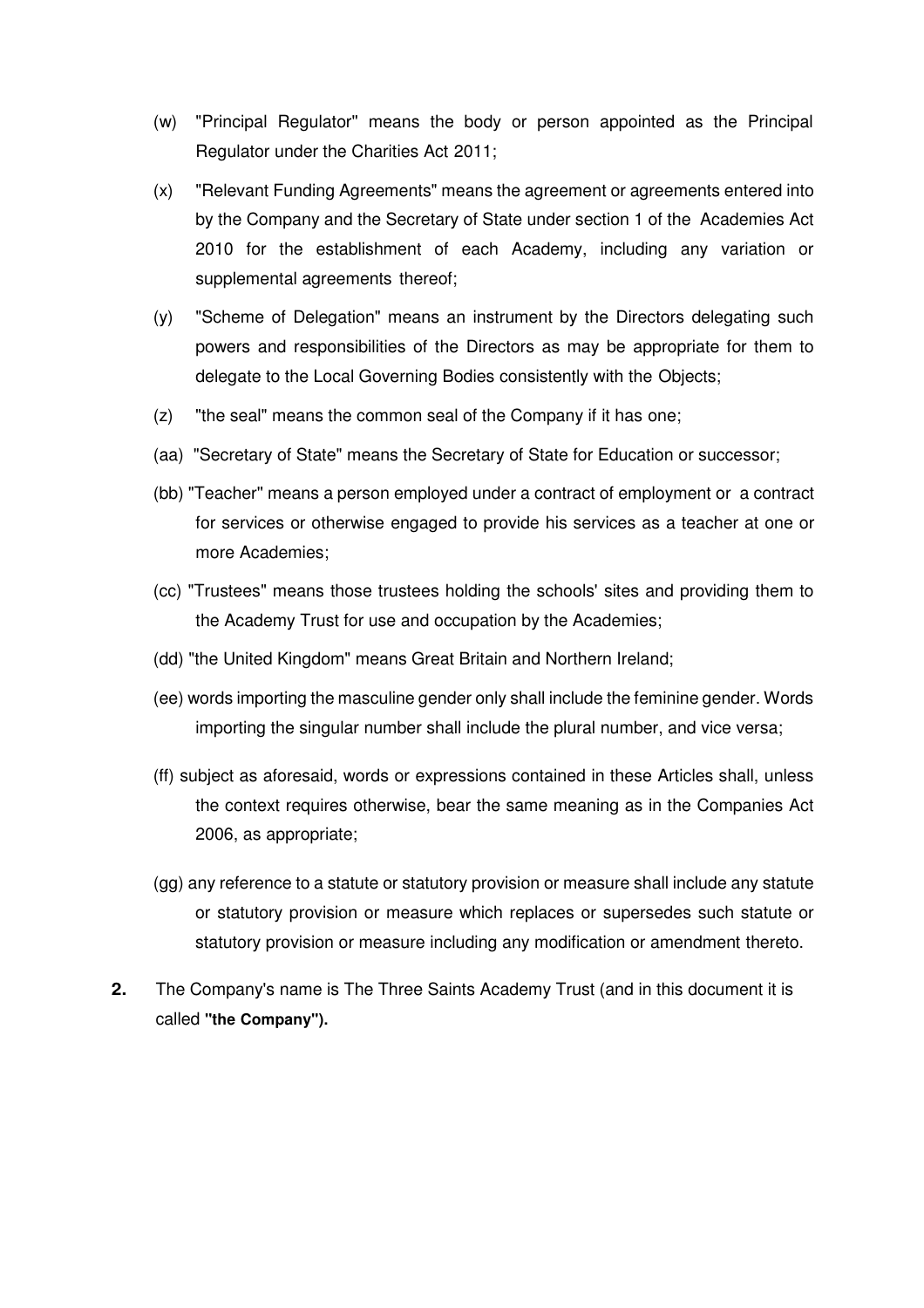(w) "Principal Regulator" means the body or person appointed as the Principal Regulator under the Charities Act 2011;

(x) "Relevant Funding Agreements" means the agreement or agreements entered into by the Company and the Secretary of State under section 1 of the Academies Act 2010 for the establishment of each Academy, including any variation or supplemental agreements thereof;

(y) "Scheme of Delegation" means an instrument by the Directors delegating such powers and responsibilities of the Directors as may be appropriate for them to delegate to the Local Governing Bodies consistently with the Objects;

(z) "the seal" means the common seal of the Company if it has one;

(aa) "Secretary of State" means the Secretary of State for Education or successor;

(bb) "Teacher" means a person employed under a contract of employment or a contract for services or otherwise engaged to provide his services as a teacher at one or more Academies;

(cc) "Trustees" means those trustees holding the schools' sites and providing them to the Academy Trust for use and occupation by the Academies;

(dd) "the United Kingdom" means Great Britain and Northern Ireland;

(ee) words importing the masculine gender only shall include the feminine gender. Words importing the singular number shall include the plural number, and vice versa;

(ff) subject as aforesaid, words or expressions contained in these Articles shall, unless the context requires otherwise, bear the same meaning as in the Companies Act 2006, as appropriate;

(gg) any reference to a statute or statutory provision or measure shall include any statute or statutory provision or measure which replaces or supersedes such statute or statutory provision or measure including any modification or amendment thereto.

**2.** The Company's name is The Three Saints Academy Trust (and in this document it is called **"the Company").**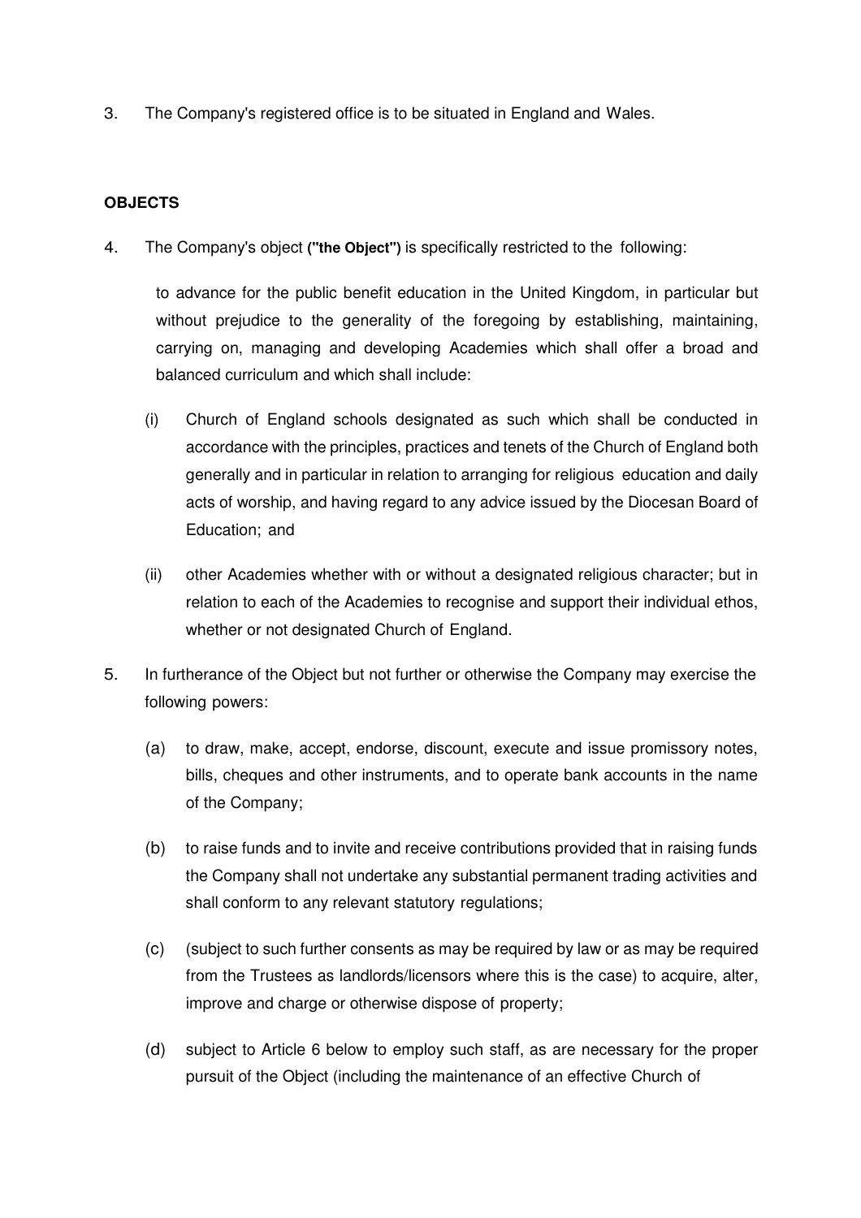3. The Company's registered office is to be situated in England and Wales.

**OBJECTS**

4. The Company's object **("the Object")** is specifically restricted to the following:

   to advance for the public benefit education in the United Kingdom, in particular but without prejudice to the generality of the foregoing by establishing, maintaining, carrying on, managing and developing Academies which shall offer a broad and balanced curriculum and which shall include:

   (i) Church of England schools designated as such which shall be conducted in accordance with the principles, practices and tenets of the Church of England both generally and in particular in relation to arranging for religious education and daily acts of worship, and having regard to any advice issued by the Diocesan Board of Education; and

   (ii) other Academies whether with or without a designated religious character; but in relation to each of the Academies to recognise and support their individual ethos, whether or not designated Church of England.

5. In furtherance of the Object but not further or otherwise the Company may exercise the following powers:

   (a) to draw, make, accept, endorse, discount, execute and issue promissory notes, bills, cheques and other instruments, and to operate bank accounts in the name of the Company;

   (b) to raise funds and to invite and receive contributions provided that in raising funds the Company shall not undertake any substantial permanent trading activities and shall conform to any relevant statutory regulations;

   (c) (subject to such further consents as may be required by law or as may be required from the Trustees as landlords/licensors where this is the case) to acquire, alter, improve and charge or otherwise dispose of property;

   (d) subject to Article 6 below to employ such staff, as are necessary for the proper pursuit of the Object (including the maintenance of an effective Church of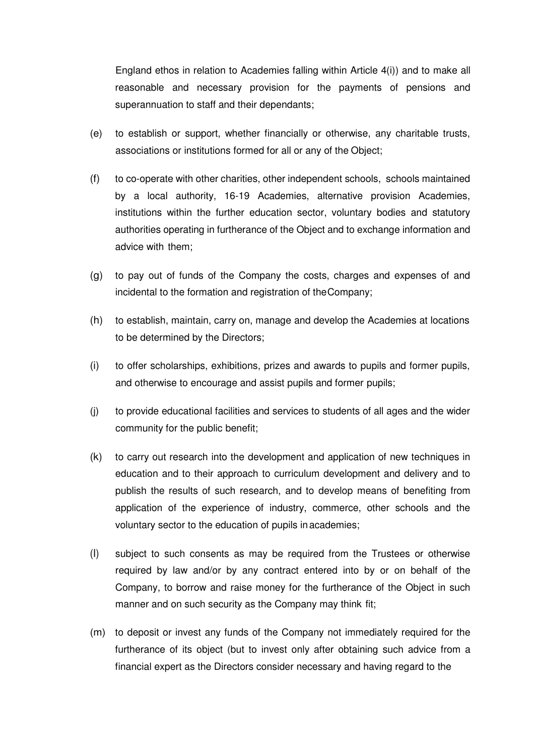England ethos in relation to Academies falling within Article 4(i)) and to make all reasonable and necessary provision for the payments of pensions and superannuation to staff and their dependants;

(e) to establish or support, whether financially or otherwise, any charitable trusts, associations or institutions formed for all or any of the Object;

(f) to co-operate with other charities, other independent schools, schools maintained by a local authority, 16-19 Academies, alternative provision Academies, institutions within the further education sector, voluntary bodies and statutory authorities operating in furtherance of the Object and to exchange information and advice with them;

(g) to pay out of funds of the Company the costs, charges and expenses of and incidental to the formation and registration of the Company;

(h) to establish, maintain, carry on, manage and develop the Academies at locations to be determined by the Directors;

(i) to offer scholarships, exhibitions, prizes and awards to pupils and former pupils, and otherwise to encourage and assist pupils and former pupils;

(j) to provide educational facilities and services to students of all ages and the wider community for the public benefit;

(k) to carry out research into the development and application of new techniques in education and to their approach to curriculum development and delivery and to publish the results of such research, and to develop means of benefiting from application of the experience of industry, commerce, other schools and the voluntary sector to the education of pupils in academies;

(l) subject to such consents as may be required from the Trustees or otherwise required by law and/or by any contract entered into by or on behalf of the Company, to borrow and raise money for the furtherance of the Object in such manner and on such security as the Company may think fit;

(m) to deposit or invest any funds of the Company not immediately required for the furtherance of its object (but to invest only after obtaining such advice from a financial expert as the Directors consider necessary and having regard to the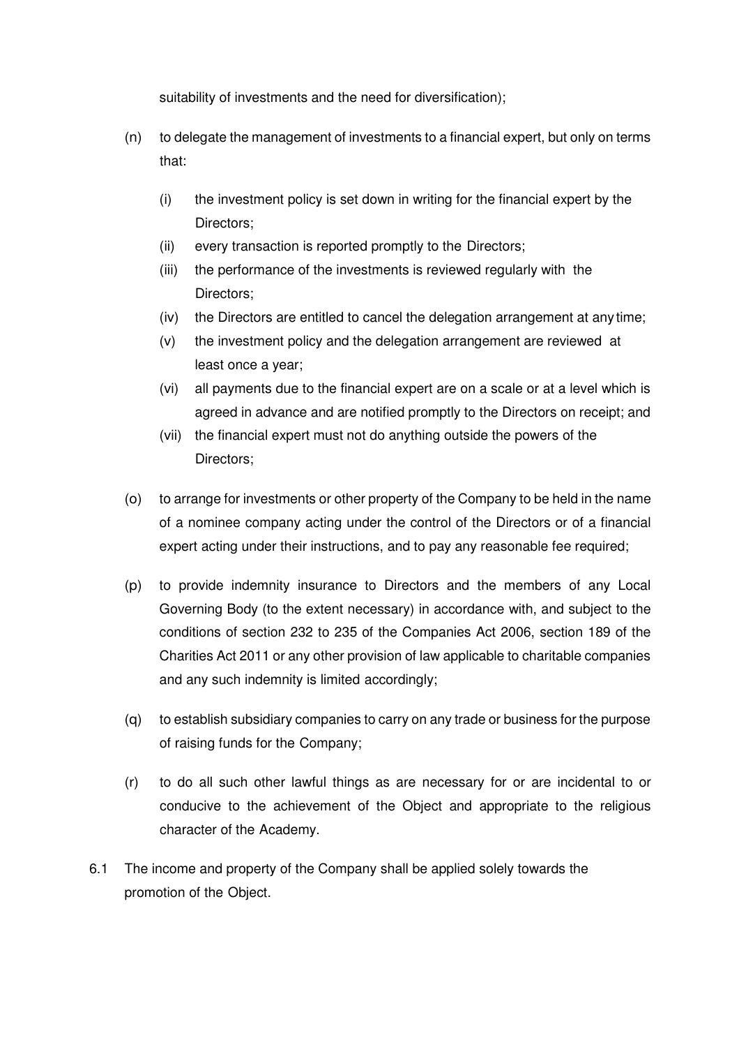suitability of investments and the need for diversification);

(n) to delegate the management of investments to a financial expert, but only on terms that:

  (i) the investment policy is set down in writing for the financial expert by the Directors;
  (ii) every transaction is reported promptly to the Directors;
  (iii) the performance of the investments is reviewed regularly with the Directors;
  (iv) the Directors are entitled to cancel the delegation arrangement at any time;
  (v) the investment policy and the delegation arrangement are reviewed at least once a year;
  (vi) all payments due to the financial expert are on a scale or at a level which is agreed in advance and are notified promptly to the Directors on receipt; and
  (vii) the financial expert must not do anything outside the powers of the Directors;

(o) to arrange for investments or other property of the Company to be held in the name of a nominee company acting under the control of the Directors or of a financial expert acting under their instructions, and to pay any reasonable fee required;

(p) to provide indemnity insurance to Directors and the members of any Local Governing Body (to the extent necessary) in accordance with, and subject to the conditions of section 232 to 235 of the Companies Act 2006, section 189 of the Charities Act 2011 or any other provision of law applicable to charitable companies and any such indemnity is limited accordingly;

(q) to establish subsidiary companies to carry on any trade or business for the purpose of raising funds for the Company;

(r) to do all such other lawful things as are necessary for or are incidental to or conducive to the achievement of the Object and appropriate to the religious character of the Academy.

6.1 The income and property of the Company shall be applied solely towards the promotion of the Object.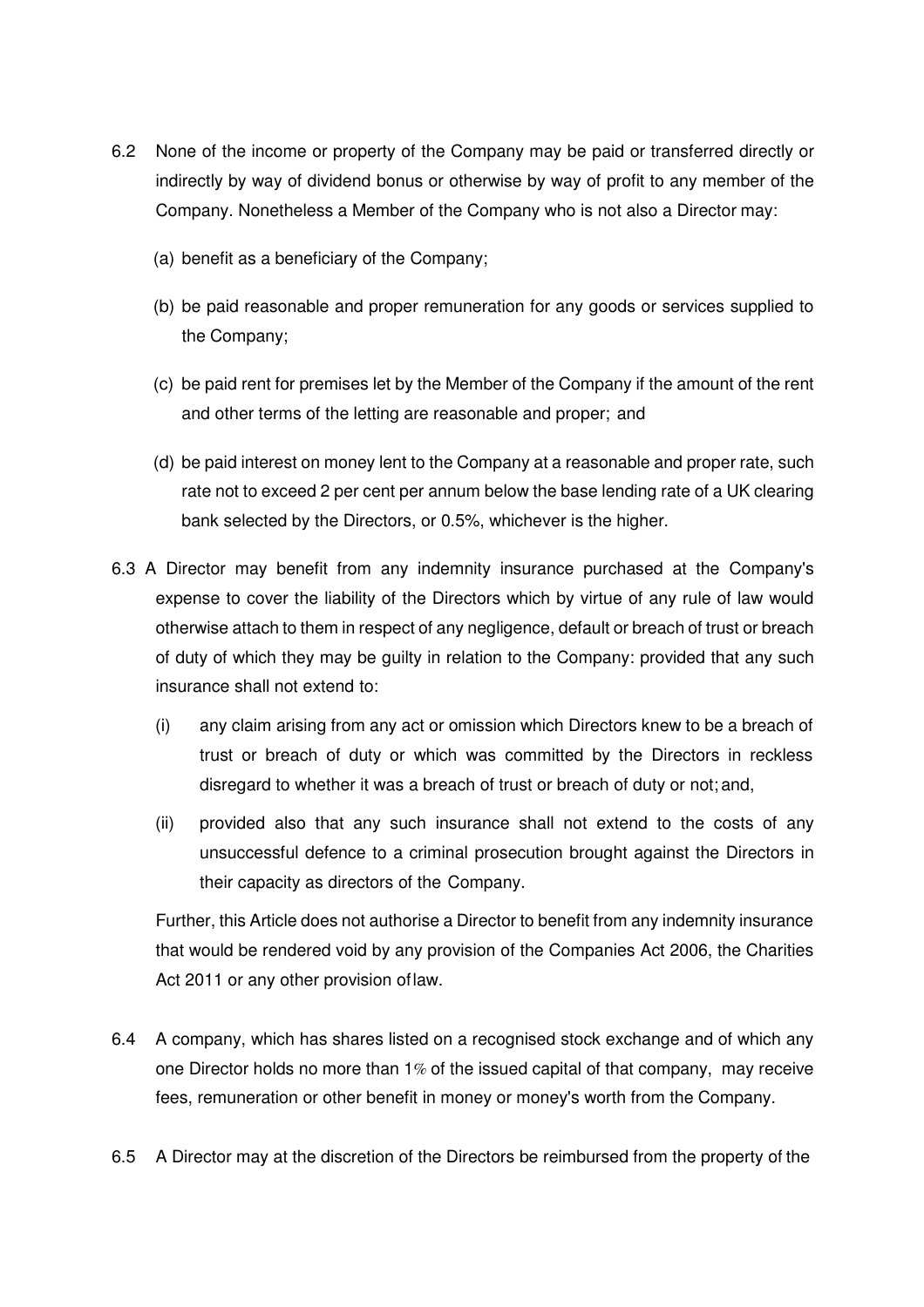6.2 None of the income or property of the Company may be paid or transferred directly or indirectly by way of dividend bonus or otherwise by way of profit to any member of the Company. Nonetheless a Member of the Company who is not also a Director may:

(a) benefit as a beneficiary of the Company;

(b) be paid reasonable and proper remuneration for any goods or services supplied to the Company;

(c) be paid rent for premises let by the Member of the Company if the amount of the rent and other terms of the letting are reasonable and proper; and

(d) be paid interest on money lent to the Company at a reasonable and proper rate, such rate not to exceed 2 per cent per annum below the base lending rate of a UK clearing bank selected by the Directors, or 0.5%, whichever is the higher.

6.3 A Director may benefit from any indemnity insurance purchased at the Company's expense to cover the liability of the Directors which by virtue of any rule of law would otherwise attach to them in respect of any negligence, default or breach of trust or breach of duty of which they may be guilty in relation to the Company: provided that any such insurance shall not extend to:

(i) any claim arising from any act or omission which Directors knew to be a breach of trust or breach of duty or which was committed by the Directors in reckless disregard to whether it was a breach of trust or breach of duty or not; and,

(ii) provided also that any such insurance shall not extend to the costs of any unsuccessful defence to a criminal prosecution brought against the Directors in their capacity as directors of the Company.

Further, this Article does not authorise a Director to benefit from any indemnity insurance that would be rendered void by any provision of the Companies Act 2006, the Charities Act 2011 or any other provision of law.

6.4 A company, which has shares listed on a recognised stock exchange and of which any one Director holds no more than 1% of the issued capital of that company, may receive fees, remuneration or other benefit in money or money's worth from the Company.

6.5 A Director may at the discretion of the Directors be reimbursed from the property of the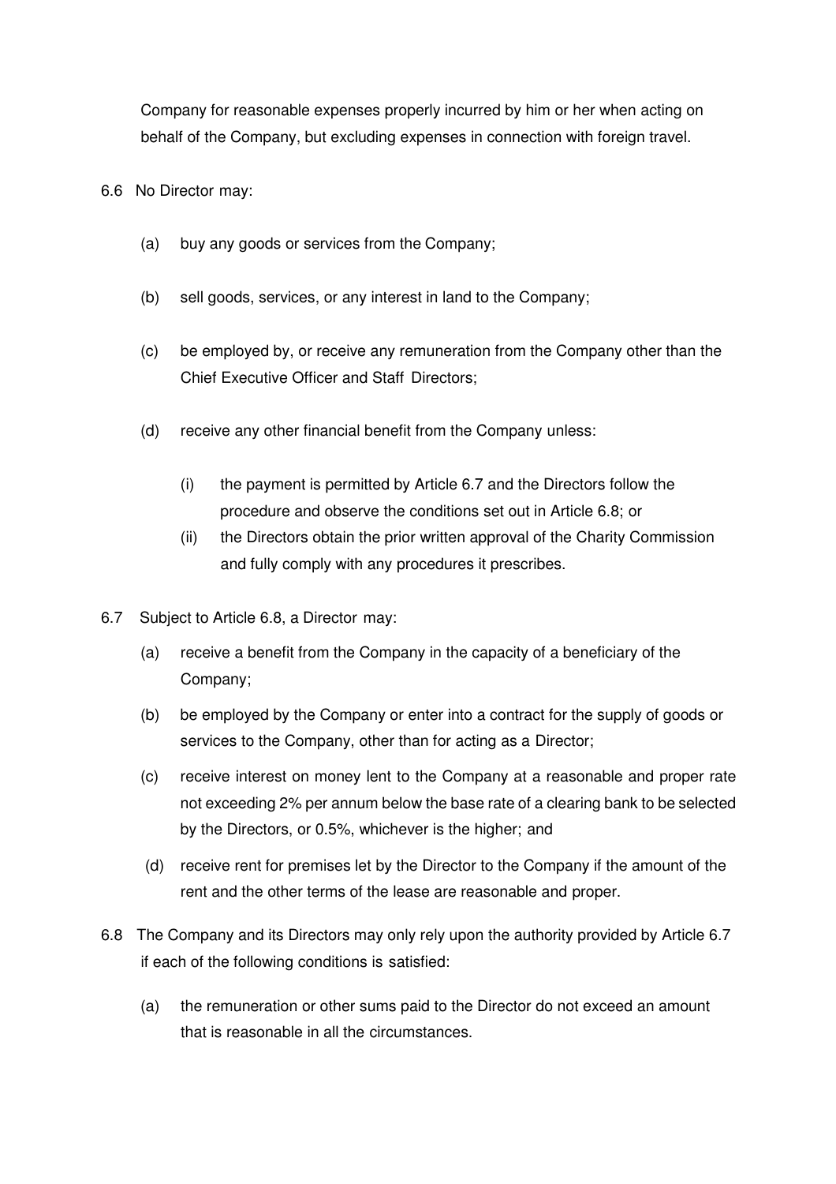Company for reasonable expenses properly incurred by him or her when acting on behalf of the Company, but excluding expenses in connection with foreign travel.

6.6 No Director may:

(a) buy any goods or services from the Company;

(b) sell goods, services, or any interest in land to the Company;

(c) be employed by, or receive any remuneration from the Company other than the Chief Executive Officer and Staff Directors;

(d) receive any other financial benefit from the Company unless:

(i) the payment is permitted by Article 6.7 and the Directors follow the procedure and observe the conditions set out in Article 6.8; or

(ii) the Directors obtain the prior written approval of the Charity Commission and fully comply with any procedures it prescribes.

6.7 Subject to Article 6.8, a Director may:

(a) receive a benefit from the Company in the capacity of a beneficiary of the Company;

(b) be employed by the Company or enter into a contract for the supply of goods or services to the Company, other than for acting as a Director;

(c) receive interest on money lent to the Company at a reasonable and proper rate not exceeding 2% per annum below the base rate of a clearing bank to be selected by the Directors, or 0.5%, whichever is the higher; and

(d) receive rent for premises let by the Director to the Company if the amount of the rent and the other terms of the lease are reasonable and proper.

6.8 The Company and its Directors may only rely upon the authority provided by Article 6.7 if each of the following conditions is satisfied:

(a) the remuneration or other sums paid to the Director do not exceed an amount that is reasonable in all the circumstances.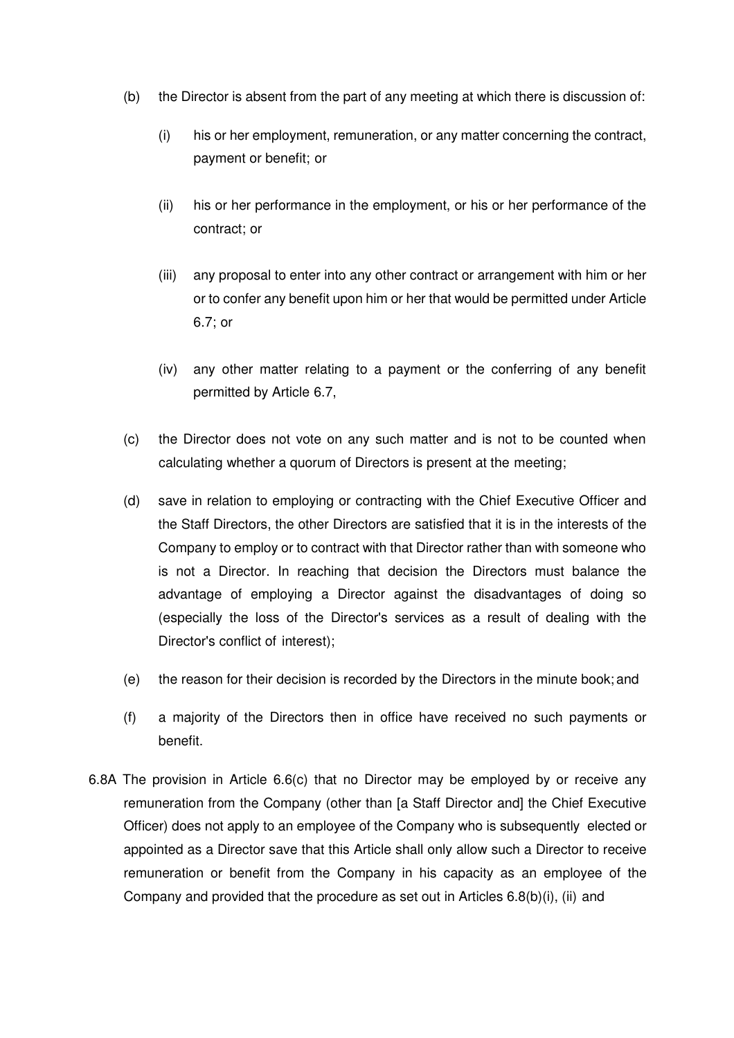(b) the Director is absent from the part of any meeting at which there is discussion of:

  (i) his or her employment, remuneration, or any matter concerning the contract, payment or benefit; or

  (ii) his or her performance in the employment, or his or her performance of the contract; or

  (iii) any proposal to enter into any other contract or arrangement with him or her or to confer any benefit upon him or her that would be permitted under Article 6.7; or

  (iv) any other matter relating to a payment or the conferring of any benefit permitted by Article 6.7,

(c) the Director does not vote on any such matter and is not to be counted when calculating whether a quorum of Directors is present at the meeting;

(d) save in relation to employing or contracting with the Chief Executive Officer and the Staff Directors, the other Directors are satisfied that it is in the interests of the Company to employ or to contract with that Director rather than with someone who is not a Director. In reaching that decision the Directors must balance the advantage of employing a Director against the disadvantages of doing so (especially the loss of the Director's services as a result of dealing with the Director's conflict of interest);

(e) the reason for their decision is recorded by the Directors in the minute book; and

(f) a majority of the Directors then in office have received no such payments or benefit.

6.8A The provision in Article 6.6(c) that no Director may be employed by or receive any remuneration from the Company (other than [a Staff Director and] the Chief Executive Officer) does not apply to an employee of the Company who is subsequently elected or appointed as a Director save that this Article shall only allow such a Director to receive remuneration or benefit from the Company in his capacity as an employee of the Company and provided that the procedure as set out in Articles 6.8(b)(i), (ii) and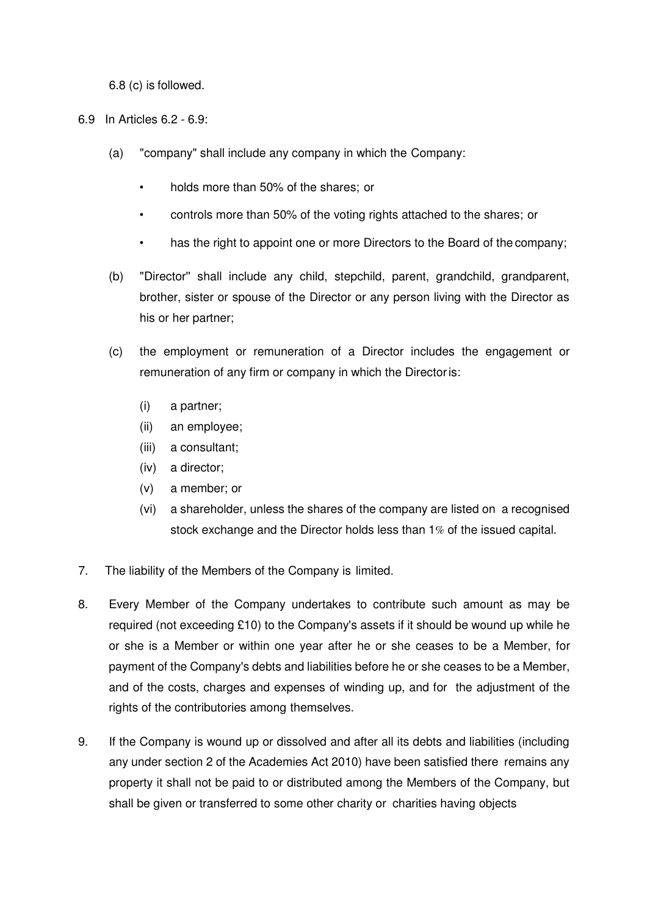6.8 (c) is followed.

6.9 In Articles 6.2 - 6.9:

(a) "company" shall include any company in which the Company:

- holds more than 50% of the shares; or
- controls more than 50% of the voting rights attached to the shares; or
- has the right to appoint one or more Directors to the Board of the company;

(b) "Director" shall include any child, stepchild, parent, grandchild, grandparent, brother, sister or spouse of the Director or any person living with the Director as his or her partner;

(c) the employment or remuneration of a Director includes the engagement or remuneration of any firm or company in which the Director is:

(i) a partner;
(ii) an employee;
(iii) a consultant;
(iv) a director;
(v) a member; or
(vi) a shareholder, unless the shares of the company are listed on a recognised stock exchange and the Director holds less than 1% of the issued capital.

7. The liability of the Members of the Company is limited.

8. Every Member of the Company undertakes to contribute such amount as may be required (not exceeding £10) to the Company's assets if it should be wound up while he or she is a Member or within one year after he or she ceases to be a Member, for payment of the Company's debts and liabilities before he or she ceases to be a Member, and of the costs, charges and expenses of winding up, and for the adjustment of the rights of the contributories among themselves.

9. If the Company is wound up or dissolved and after all its debts and liabilities (including any under section 2 of the Academies Act 2010) have been satisfied there remains any property it shall not be paid to or distributed among the Members of the Company, but shall be given or transferred to some other charity or charities having objects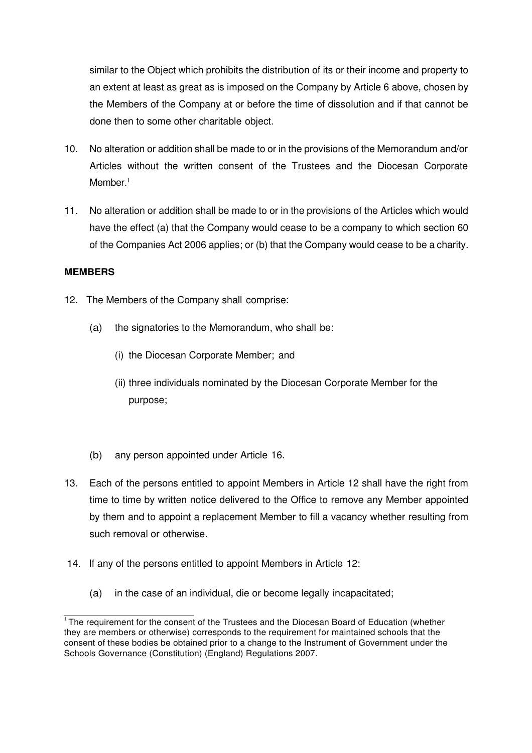similar to the Object which prohibits the distribution of its or their income and property to an extent at least as great as is imposed on the Company by Article 6 above, chosen by the Members of the Company at or before the time of dissolution and if that cannot be done then to some other charitable object.

10. No alteration or addition shall be made to or in the provisions of the Memorandum and/or Articles without the written consent of the Trustees and the Diocesan Corporate Member.[1]

11. No alteration or addition shall be made to or in the provisions of the Articles which would have the effect (a) that the Company would cease to be a company to which section 60 of the Companies Act 2006 applies; or (b) that the Company would cease to be a charity.

**MEMBERS**

12. The Members of the Company shall comprise:

    (a) the signatories to the Memorandum, who shall be:

        (i) the Diocesan Corporate Member; and

        (ii) three individuals nominated by the Diocesan Corporate Member for the purpose;

    (b) any person appointed under Article 16.

13. Each of the persons entitled to appoint Members in Article 12 shall have the right from time to time by written notice delivered to the Office to remove any Member appointed by them and to appoint a replacement Member to fill a vacancy whether resulting from such removal or otherwise.

14. If any of the persons entitled to appoint Members in Article 12:

    (a) in the case of an individual, die or become legally incapacitated;

---

[1] The requirement for the consent of the Trustees and the Diocesan Board of Education (whether they are members or otherwise) corresponds to the requirement for maintained schools that the consent of these bodies be obtained prior to a change to the Instrument of Government under the Schools Governance (Constitution) (England) Regulations 2007.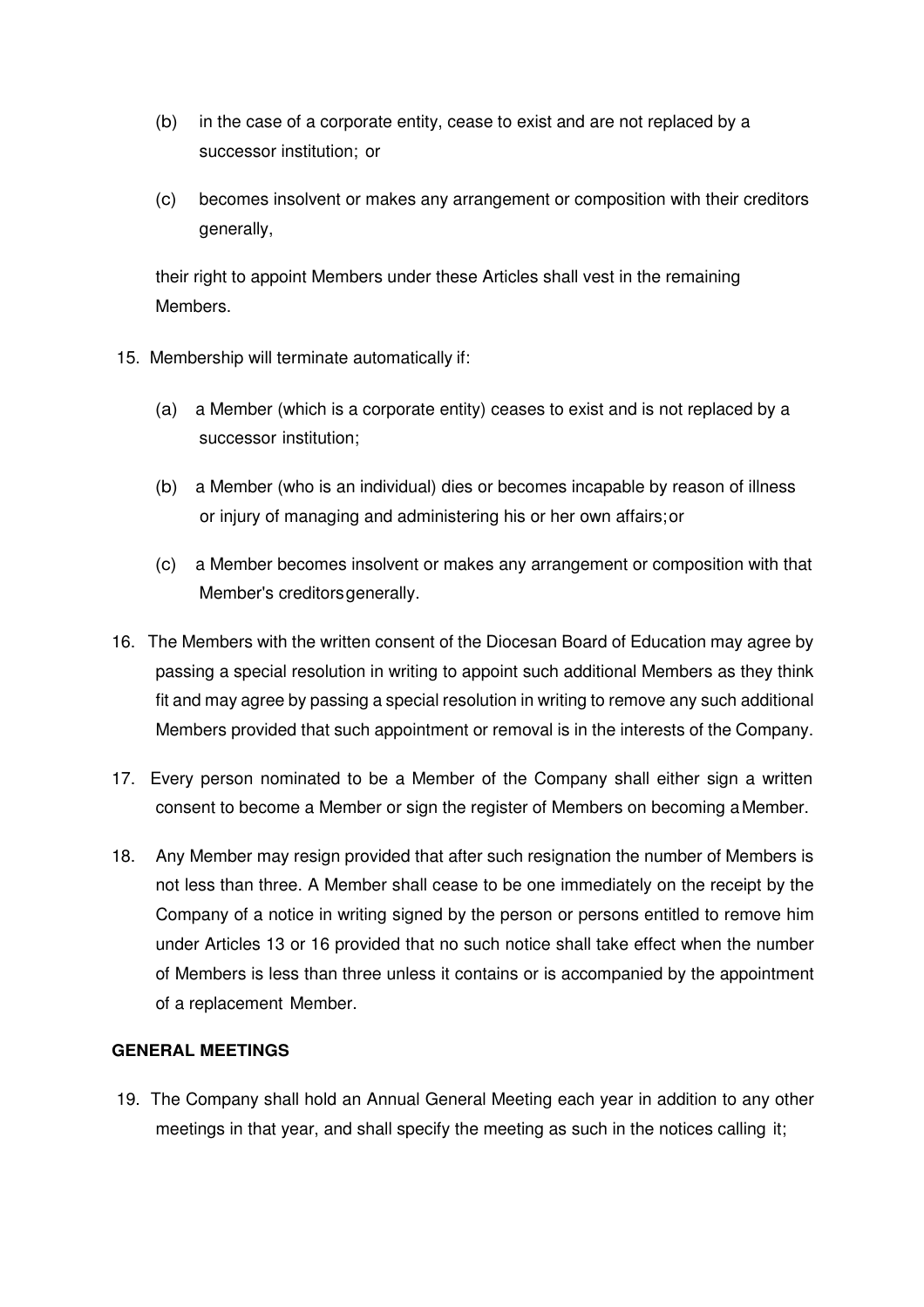(b) in the case of a corporate entity, cease to exist and are not replaced by a successor institution; or

(c) becomes insolvent or makes any arrangement or composition with their creditors generally,

their right to appoint Members under these Articles shall vest in the remaining Members.

15. Membership will terminate automatically if:

    (a) a Member (which is a corporate entity) ceases to exist and is not replaced by a successor institution;

    (b) a Member (who is an individual) dies or becomes incapable by reason of illness or injury of managing and administering his or her own affairs; or

    (c) a Member becomes insolvent or makes any arrangement or composition with that Member's creditors generally.

16. The Members with the written consent of the Diocesan Board of Education may agree by passing a special resolution in writing to appoint such additional Members as they think fit and may agree by passing a special resolution in writing to remove any such additional Members provided that such appointment or removal is in the interests of the Company.

17. Every person nominated to be a Member of the Company shall either sign a written consent to become a Member or sign the register of Members on becoming a Member.

18. Any Member may resign provided that after such resignation the number of Members is not less than three. A Member shall cease to be one immediately on the receipt by the Company of a notice in writing signed by the person or persons entitled to remove him under Articles 13 or 16 provided that no such notice shall take effect when the number of Members is less than three unless it contains or is accompanied by the appointment of a replacement Member.

**GENERAL MEETINGS**

19. The Company shall hold an Annual General Meeting each year in addition to any other meetings in that year, and shall specify the meeting as such in the notices calling it;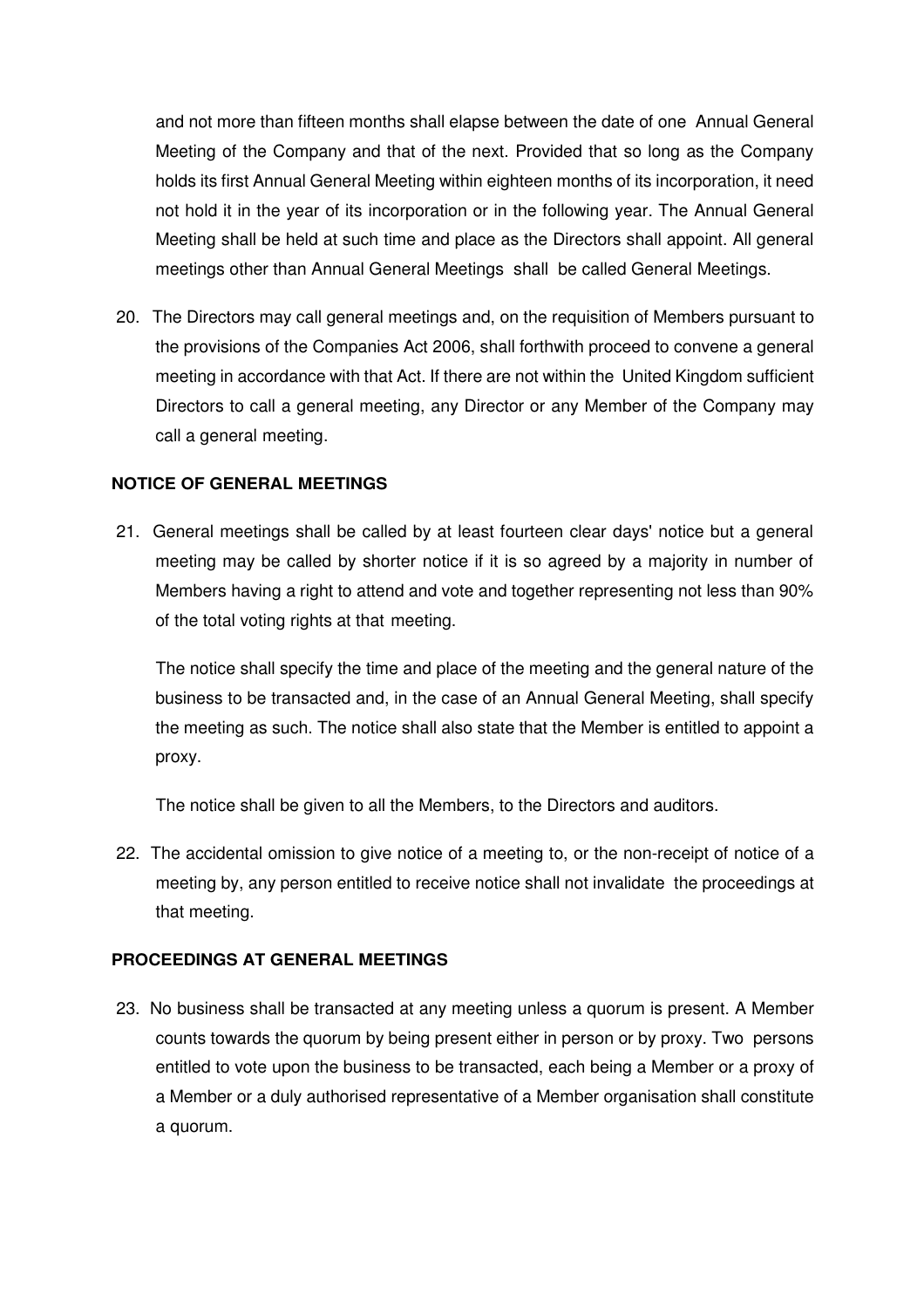and not more than fifteen months shall elapse between the date of one Annual General Meeting of the Company and that of the next. Provided that so long as the Company holds its first Annual General Meeting within eighteen months of its incorporation, it need not hold it in the year of its incorporation or in the following year. The Annual General Meeting shall be held at such time and place as the Directors shall appoint. All general meetings other than Annual General Meetings shall be called General Meetings.

20. The Directors may call general meetings and, on the requisition of Members pursuant to the provisions of the Companies Act 2006, shall forthwith proceed to convene a general meeting in accordance with that Act. If there are not within the United Kingdom sufficient Directors to call a general meeting, any Director or any Member of the Company may call a general meeting.

**NOTICE OF GENERAL MEETINGS**

21. General meetings shall be called by at least fourteen clear days' notice but a general meeting may be called by shorter notice if it is so agreed by a majority in number of Members having a right to attend and vote and together representing not less than 90% of the total voting rights at that meeting.

    The notice shall specify the time and place of the meeting and the general nature of the business to be transacted and, in the case of an Annual General Meeting, shall specify the meeting as such. The notice shall also state that the Member is entitled to appoint a proxy.

    The notice shall be given to all the Members, to the Directors and auditors.

22. The accidental omission to give notice of a meeting to, or the non-receipt of notice of a meeting by, any person entitled to receive notice shall not invalidate the proceedings at that meeting.

**PROCEEDINGS AT GENERAL MEETINGS**

23. No business shall be transacted at any meeting unless a quorum is present. A Member counts towards the quorum by being present either in person or by proxy. Two persons entitled to vote upon the business to be transacted, each being a Member or a proxy of a Member or a duly authorised representative of a Member organisation shall constitute a quorum.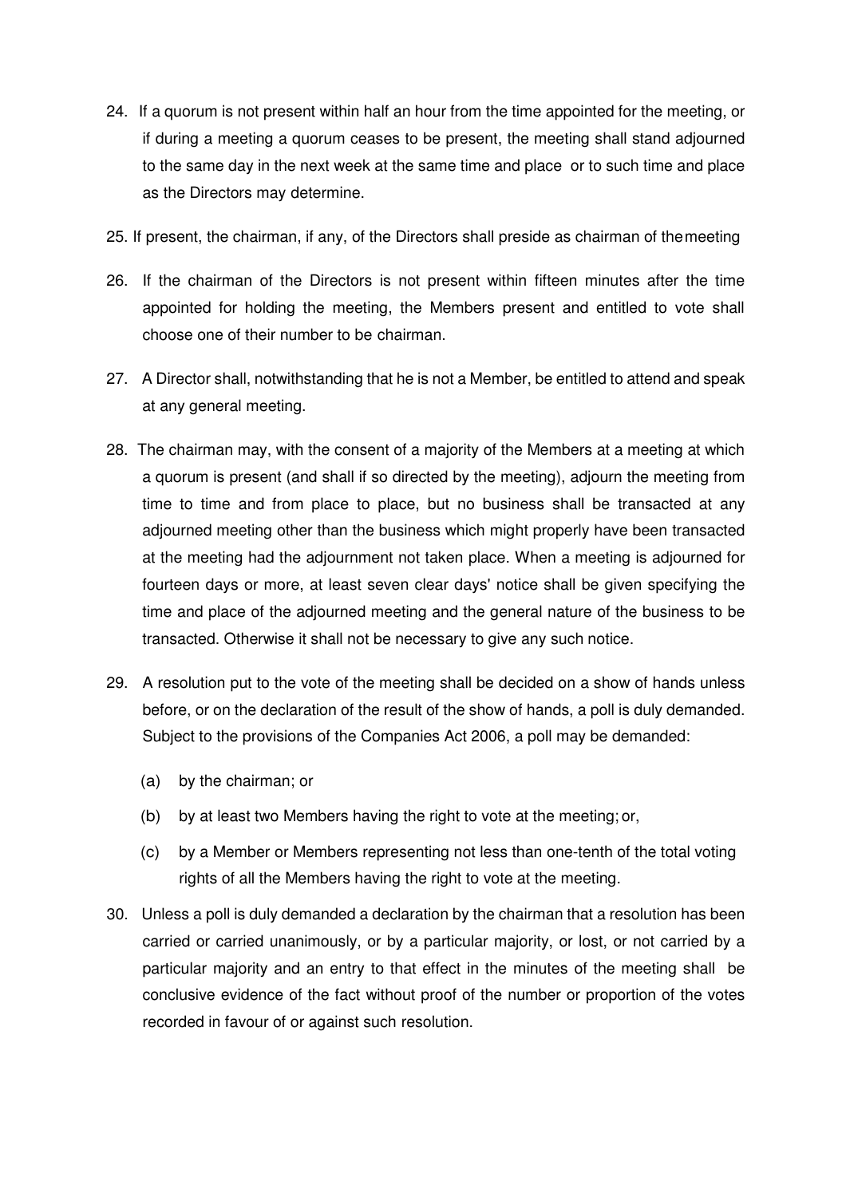24. If a quorum is not present within half an hour from the time appointed for the meeting, or if during a meeting a quorum ceases to be present, the meeting shall stand adjourned to the same day in the next week at the same time and place or to such time and place as the Directors may determine.

25. If present, the chairman, if any, of the Directors shall preside as chairman of the meeting

26. If the chairman of the Directors is not present within fifteen minutes after the time appointed for holding the meeting, the Members present and entitled to vote shall choose one of their number to be chairman.

27. A Director shall, notwithstanding that he is not a Member, be entitled to attend and speak at any general meeting.

28. The chairman may, with the consent of a majority of the Members at a meeting at which a quorum is present (and shall if so directed by the meeting), adjourn the meeting from time to time and from place to place, but no business shall be transacted at any adjourned meeting other than the business which might properly have been transacted at the meeting had the adjournment not taken place. When a meeting is adjourned for fourteen days or more, at least seven clear days' notice shall be given specifying the time and place of the adjourned meeting and the general nature of the business to be transacted. Otherwise it shall not be necessary to give any such notice.

29. A resolution put to the vote of the meeting shall be decided on a show of hands unless before, or on the declaration of the result of the show of hands, a poll is duly demanded. Subject to the provisions of the Companies Act 2006, a poll may be demanded:

    (a) by the chairman; or

    (b) by at least two Members having the right to vote at the meeting; or,

    (c) by a Member or Members representing not less than one-tenth of the total voting rights of all the Members having the right to vote at the meeting.

30. Unless a poll is duly demanded a declaration by the chairman that a resolution has been carried or carried unanimously, or by a particular majority, or lost, or not carried by a particular majority and an entry to that effect in the minutes of the meeting shall be conclusive evidence of the fact without proof of the number or proportion of the votes recorded in favour of or against such resolution.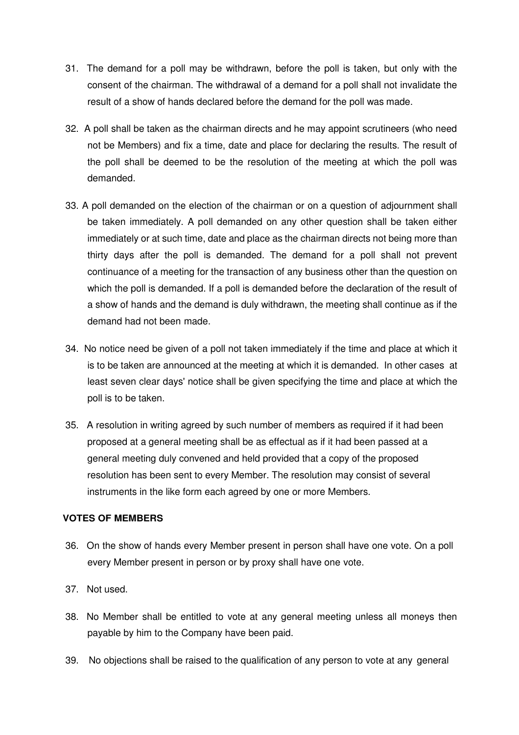31. The demand for a poll may be withdrawn, before the poll is taken, but only with the consent of the chairman. The withdrawal of a demand for a poll shall not invalidate the result of a show of hands declared before the demand for the poll was made.

32. A poll shall be taken as the chairman directs and he may appoint scrutineers (who need not be Members) and fix a time, date and place for declaring the results. The result of the poll shall be deemed to be the resolution of the meeting at which the poll was demanded.

33. A poll demanded on the election of the chairman or on a question of adjournment shall be taken immediately. A poll demanded on any other question shall be taken either immediately or at such time, date and place as the chairman directs not being more than thirty days after the poll is demanded. The demand for a poll shall not prevent continuance of a meeting for the transaction of any business other than the question on which the poll is demanded. If a poll is demanded before the declaration of the result of a show of hands and the demand is duly withdrawn, the meeting shall continue as if the demand had not been made.

34. No notice need be given of a poll not taken immediately if the time and place at which it is to be taken are announced at the meeting at which it is demanded. In other cases at least seven clear days' notice shall be given specifying the time and place at which the poll is to be taken.

35. A resolution in writing agreed by such number of members as required if it had been proposed at a general meeting shall be as effectual as if it had been passed at a general meeting duly convened and held provided that a copy of the proposed resolution has been sent to every Member. The resolution may consist of several instruments in the like form each agreed by one or more Members.

**VOTES OF MEMBERS**

36. On the show of hands every Member present in person shall have one vote. On a poll every Member present in person or by proxy shall have one vote.

37. Not used.

38. No Member shall be entitled to vote at any general meeting unless all moneys then payable by him to the Company have been paid.

39. No objections shall be raised to the qualification of any person to vote at any general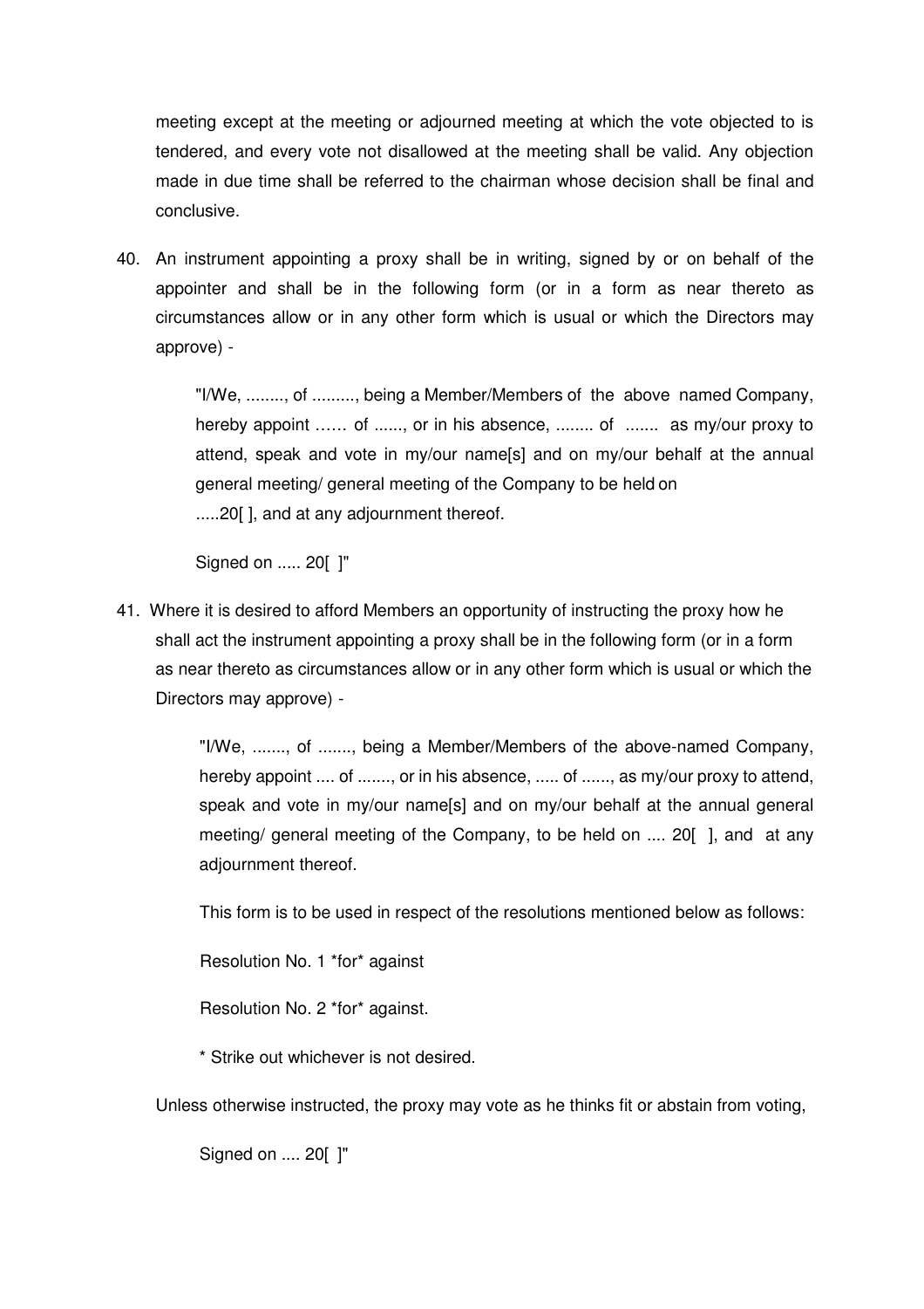meeting except at the meeting or adjourned meeting at which the vote objected to is tendered, and every vote not disallowed at the meeting shall be valid. Any objection made in due time shall be referred to the chairman whose decision shall be final and conclusive.

40. An instrument appointing a proxy shall be in writing, signed by or on behalf of the appointer and shall be in the following form (or in a form as near thereto as circumstances allow or in any other form which is usual or which the Directors may approve) -

> "I/We, ........, of ........., being a Member/Members of the above named Company, hereby appoint …… of ......, or in his absence, ........ of ....... as my/our proxy to attend, speak and vote in my/our name[s] and on my/our behalf at the annual general meeting/ general meeting of the Company to be held on .....20[ ], and at any adjournment thereof.
>
> Signed on ..... 20[ ]"

41. Where it is desired to afford Members an opportunity of instructing the proxy how he shall act the instrument appointing a proxy shall be in the following form (or in a form as near thereto as circumstances allow or in any other form which is usual or which the Directors may approve) -

> "I/We, ......., of ......., being a Member/Members of the above-named Company, hereby appoint .... of ......., or in his absence, ..... of ......, as my/our proxy to attend, speak and vote in my/our name[s] and on my/our behalf at the annual general meeting/ general meeting of the Company, to be held on .... 20[ ], and at any adjournment thereof.
>
> This form is to be used in respect of the resolutions mentioned below as follows:
>
> Resolution No. 1 *for* against
>
> Resolution No. 2 *for* against.
>
> * Strike out whichever is not desired.

Unless otherwise instructed, the proxy may vote as he thinks fit or abstain from voting,

> Signed on .... 20[ ]"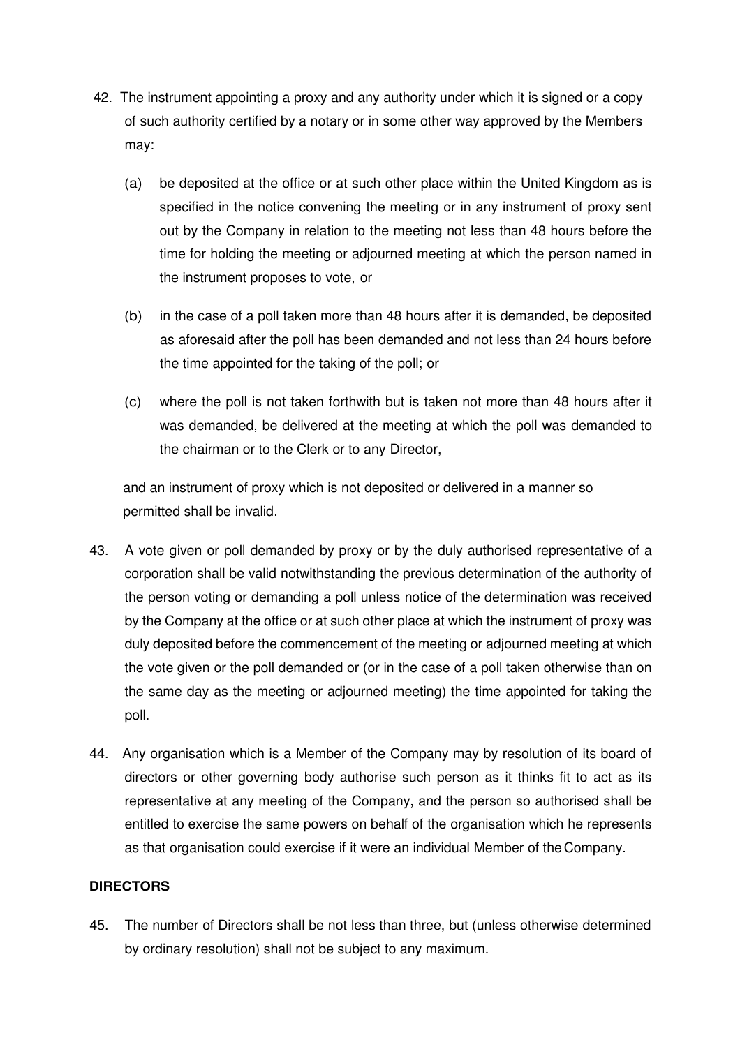42. The instrument appointing a proxy and any authority under which it is signed or a copy of such authority certified by a notary or in some other way approved by the Members may:

    (a) be deposited at the office or at such other place within the United Kingdom as is specified in the notice convening the meeting or in any instrument of proxy sent out by the Company in relation to the meeting not less than 48 hours before the time for holding the meeting or adjourned meeting at which the person named in the instrument proposes to vote, or

    (b) in the case of a poll taken more than 48 hours after it is demanded, be deposited as aforesaid after the poll has been demanded and not less than 24 hours before the time appointed for the taking of the poll; or

    (c) where the poll is not taken forthwith but is taken not more than 48 hours after it was demanded, be delivered at the meeting at which the poll was demanded to the chairman or to the Clerk or to any Director,

    and an instrument of proxy which is not deposited or delivered in a manner so permitted shall be invalid.

43. A vote given or poll demanded by proxy or by the duly authorised representative of a corporation shall be valid notwithstanding the previous determination of the authority of the person voting or demanding a poll unless notice of the determination was received by the Company at the office or at such other place at which the instrument of proxy was duly deposited before the commencement of the meeting or adjourned meeting at which the vote given or the poll demanded or (or in the case of a poll taken otherwise than on the same day as the meeting or adjourned meeting) the time appointed for taking the poll.

44. Any organisation which is a Member of the Company may by resolution of its board of directors or other governing body authorise such person as it thinks fit to act as its representative at any meeting of the Company, and the person so authorised shall be entitled to exercise the same powers on behalf of the organisation which he represents as that organisation could exercise if it were an individual Member of the Company.

**DIRECTORS**

45. The number of Directors shall be not less than three, but (unless otherwise determined by ordinary resolution) shall not be subject to any maximum.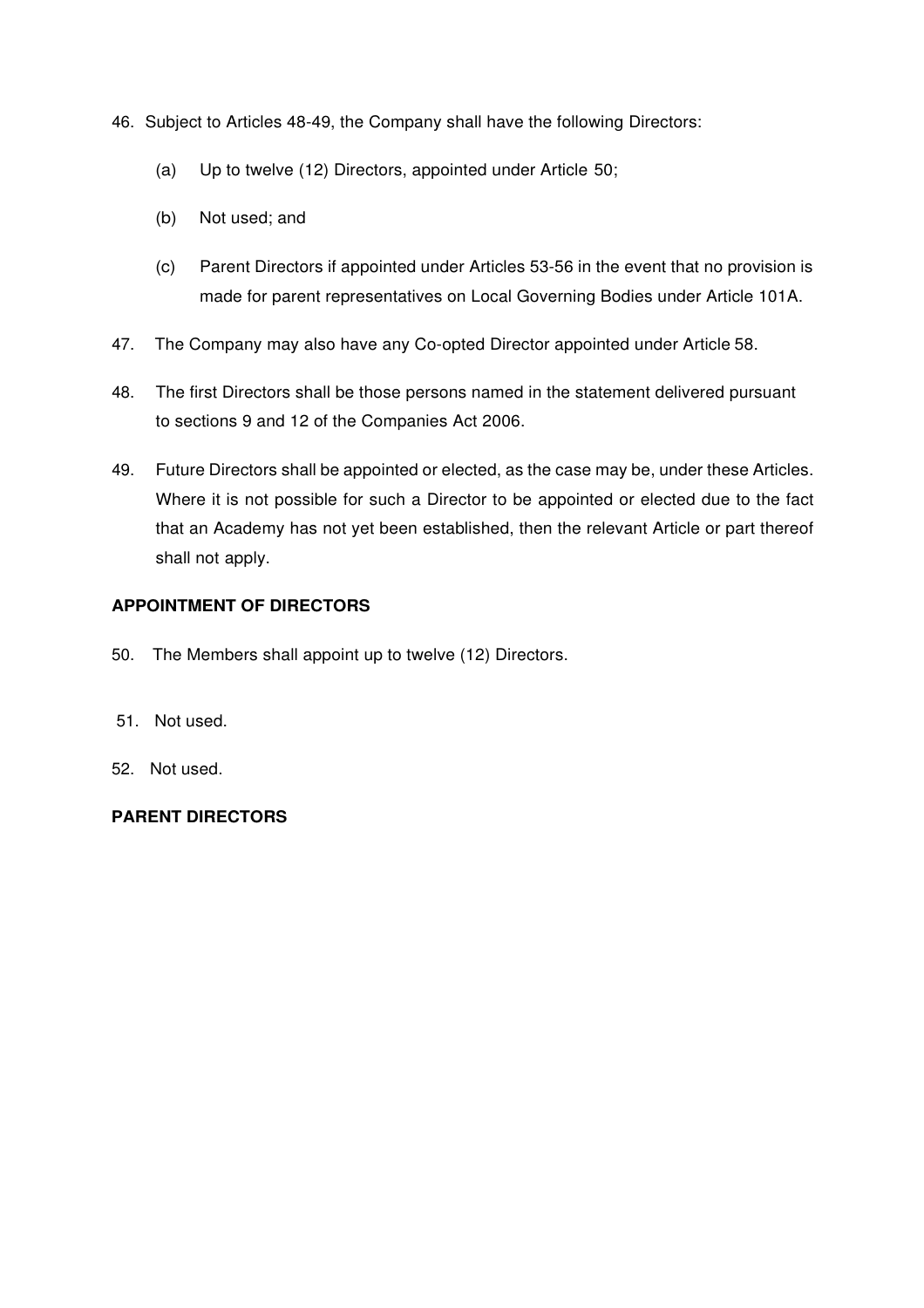46. Subject to Articles 48-49, the Company shall have the following Directors:

    (a) Up to twelve (12) Directors, appointed under Article 50;

    (b) Not used; and

    (c) Parent Directors if appointed under Articles 53-56 in the event that no provision is made for parent representatives on Local Governing Bodies under Article 101A.

47. The Company may also have any Co-opted Director appointed under Article 58.

48. The first Directors shall be those persons named in the statement delivered pursuant to sections 9 and 12 of the Companies Act 2006.

49. Future Directors shall be appointed or elected, as the case may be, under these Articles. Where it is not possible for such a Director to be appointed or elected due to the fact that an Academy has not yet been established, then the relevant Article or part thereof shall not apply.

**APPOINTMENT OF DIRECTORS**

50. The Members shall appoint up to twelve (12) Directors.

51. Not used.

52. Not used.

**PARENT DIRECTORS**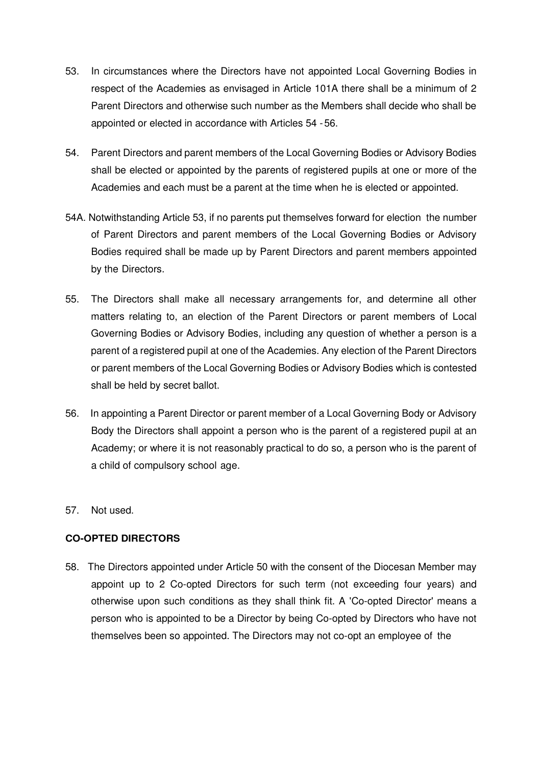53. In circumstances where the Directors have not appointed Local Governing Bodies in respect of the Academies as envisaged in Article 101A there shall be a minimum of 2 Parent Directors and otherwise such number as the Members shall decide who shall be appointed or elected in accordance with Articles 54 - 56.

54. Parent Directors and parent members of the Local Governing Bodies or Advisory Bodies shall be elected or appointed by the parents of registered pupils at one or more of the Academies and each must be a parent at the time when he is elected or appointed.

54A. Notwithstanding Article 53, if no parents put themselves forward for election the number of Parent Directors and parent members of the Local Governing Bodies or Advisory Bodies required shall be made up by Parent Directors and parent members appointed by the Directors.

55. The Directors shall make all necessary arrangements for, and determine all other matters relating to, an election of the Parent Directors or parent members of Local Governing Bodies or Advisory Bodies, including any question of whether a person is a parent of a registered pupil at one of the Academies. Any election of the Parent Directors or parent members of the Local Governing Bodies or Advisory Bodies which is contested shall be held by secret ballot.

56. In appointing a Parent Director or parent member of a Local Governing Body or Advisory Body the Directors shall appoint a person who is the parent of a registered pupil at an Academy; or where it is not reasonably practical to do so, a person who is the parent of a child of compulsory school age.

57. Not used.

**CO-OPTED DIRECTORS**

58. The Directors appointed under Article 50 with the consent of the Diocesan Member may appoint up to 2 Co-opted Directors for such term (not exceeding four years) and otherwise upon such conditions as they shall think fit. A 'Co-opted Director' means a person who is appointed to be a Director by being Co-opted by Directors who have not themselves been so appointed. The Directors may not co-opt an employee of the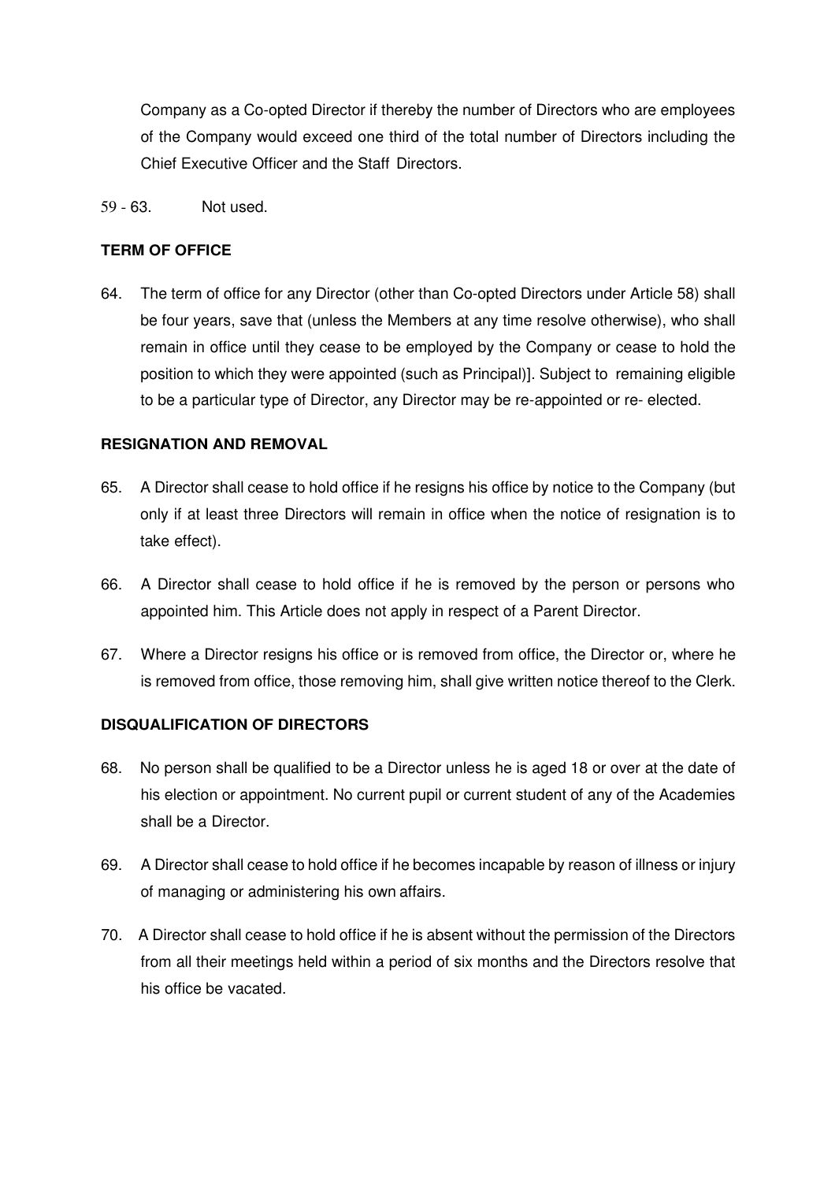Company as a Co-opted Director if thereby the number of Directors who are employees of the Company would exceed one third of the total number of Directors including the Chief Executive Officer and the Staff Directors.

59 - 63. Not used.

**TERM OF OFFICE**

64. The term of office for any Director (other than Co-opted Directors under Article 58) shall be four years, save that (unless the Members at any time resolve otherwise), who shall remain in office until they cease to be employed by the Company or cease to hold the position to which they were appointed (such as Principal)]. Subject to remaining eligible to be a particular type of Director, any Director may be re-appointed or re- elected.

**RESIGNATION AND REMOVAL**

65. A Director shall cease to hold office if he resigns his office by notice to the Company (but only if at least three Directors will remain in office when the notice of resignation is to take effect).

66. A Director shall cease to hold office if he is removed by the person or persons who appointed him. This Article does not apply in respect of a Parent Director.

67. Where a Director resigns his office or is removed from office, the Director or, where he is removed from office, those removing him, shall give written notice thereof to the Clerk.

**DISQUALIFICATION OF DIRECTORS**

68. No person shall be qualified to be a Director unless he is aged 18 or over at the date of his election or appointment. No current pupil or current student of any of the Academies shall be a Director.

69. A Director shall cease to hold office if he becomes incapable by reason of illness or injury of managing or administering his own affairs.

70. A Director shall cease to hold office if he is absent without the permission of the Directors from all their meetings held within a period of six months and the Directors resolve that his office be vacated.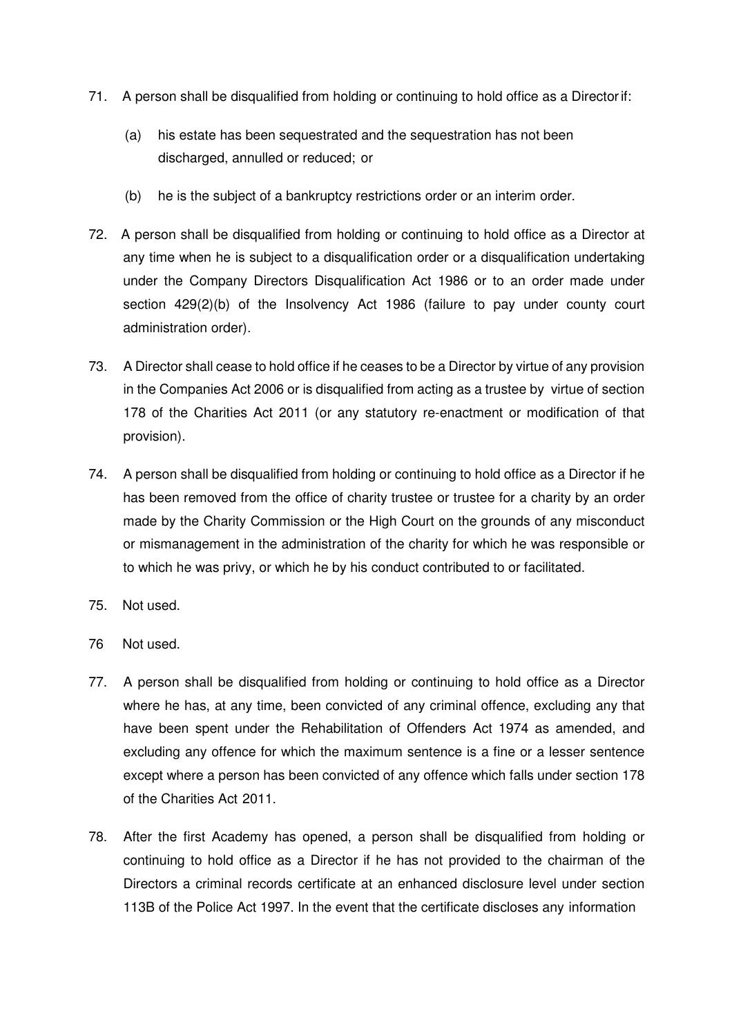71. A person shall be disqualified from holding or continuing to hold office as a Director if:

    (a) his estate has been sequestrated and the sequestration has not been discharged, annulled or reduced; or

    (b) he is the subject of a bankruptcy restrictions order or an interim order.

72. A person shall be disqualified from holding or continuing to hold office as a Director at any time when he is subject to a disqualification order or a disqualification undertaking under the Company Directors Disqualification Act 1986 or to an order made under section 429(2)(b) of the Insolvency Act 1986 (failure to pay under county court administration order).

73. A Director shall cease to hold office if he ceases to be a Director by virtue of any provision in the Companies Act 2006 or is disqualified from acting as a trustee by virtue of section 178 of the Charities Act 2011 (or any statutory re-enactment or modification of that provision).

74. A person shall be disqualified from holding or continuing to hold office as a Director if he has been removed from the office of charity trustee or trustee for a charity by an order made by the Charity Commission or the High Court on the grounds of any misconduct or mismanagement in the administration of the charity for which he was responsible or to which he was privy, or which he by his conduct contributed to or facilitated.

75. Not used.

76 Not used.

77. A person shall be disqualified from holding or continuing to hold office as a Director where he has, at any time, been convicted of any criminal offence, excluding any that have been spent under the Rehabilitation of Offenders Act 1974 as amended, and excluding any offence for which the maximum sentence is a fine or a lesser sentence except where a person has been convicted of any offence which falls under section 178 of the Charities Act 2011.

78. After the first Academy has opened, a person shall be disqualified from holding or continuing to hold office as a Director if he has not provided to the chairman of the Directors a criminal records certificate at an enhanced disclosure level under section 113B of the Police Act 1997. In the event that the certificate discloses any information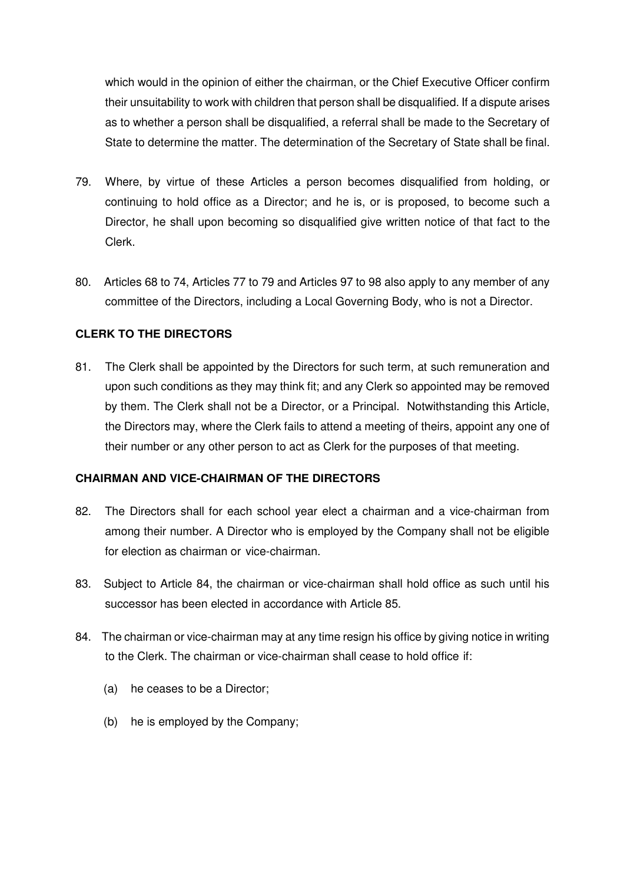which would in the opinion of either the chairman, or the Chief Executive Officer confirm their unsuitability to work with children that person shall be disqualified. If a dispute arises as to whether a person shall be disqualified, a referral shall be made to the Secretary of State to determine the matter. The determination of the Secretary of State shall be final.

79. Where, by virtue of these Articles a person becomes disqualified from holding, or continuing to hold office as a Director; and he is, or is proposed, to become such a Director, he shall upon becoming so disqualified give written notice of that fact to the Clerk.

80. Articles 68 to 74, Articles 77 to 79 and Articles 97 to 98 also apply to any member of any committee of the Directors, including a Local Governing Body, who is not a Director.

**CLERK TO THE DIRECTORS**

81. The Clerk shall be appointed by the Directors for such term, at such remuneration and upon such conditions as they may think fit; and any Clerk so appointed may be removed by them. The Clerk shall not be a Director, or a Principal. Notwithstanding this Article, the Directors may, where the Clerk fails to attend a meeting of theirs, appoint any one of their number or any other person to act as Clerk for the purposes of that meeting.

**CHAIRMAN AND VICE-CHAIRMAN OF THE DIRECTORS**

82. The Directors shall for each school year elect a chairman and a vice-chairman from among their number. A Director who is employed by the Company shall not be eligible for election as chairman or vice-chairman.

83. Subject to Article 84, the chairman or vice-chairman shall hold office as such until his successor has been elected in accordance with Article 85.

84. The chairman or vice-chairman may at any time resign his office by giving notice in writing to the Clerk. The chairman or vice-chairman shall cease to hold office if:

   (a) he ceases to be a Director;

   (b) he is employed by the Company;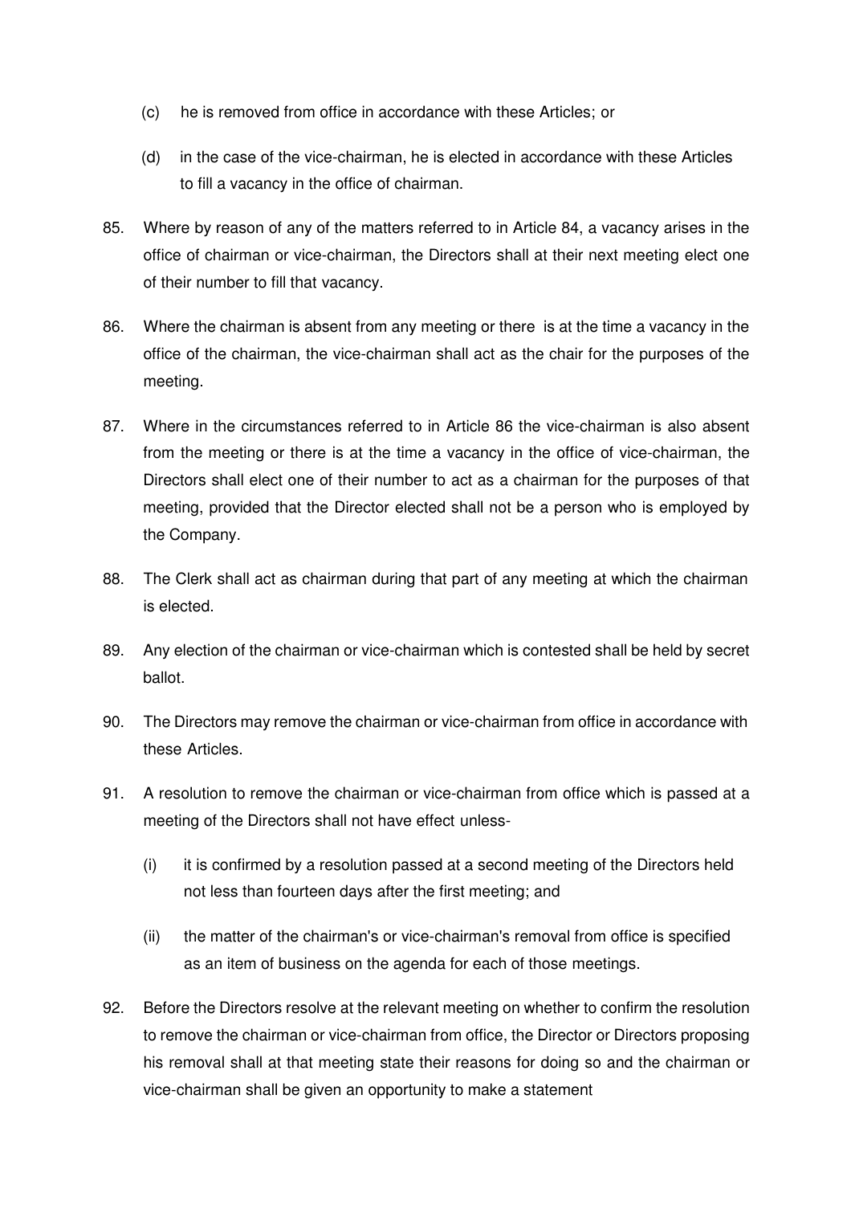(c) he is removed from office in accordance with these Articles; or

(d) in the case of the vice-chairman, he is elected in accordance with these Articles to fill a vacancy in the office of chairman.

85. Where by reason of any of the matters referred to in Article 84, a vacancy arises in the office of chairman or vice-chairman, the Directors shall at their next meeting elect one of their number to fill that vacancy.

86. Where the chairman is absent from any meeting or there is at the time a vacancy in the office of the chairman, the vice-chairman shall act as the chair for the purposes of the meeting.

87. Where in the circumstances referred to in Article 86 the vice-chairman is also absent from the meeting or there is at the time a vacancy in the office of vice-chairman, the Directors shall elect one of their number to act as a chairman for the purposes of that meeting, provided that the Director elected shall not be a person who is employed by the Company.

88. The Clerk shall act as chairman during that part of any meeting at which the chairman is elected.

89. Any election of the chairman or vice-chairman which is contested shall be held by secret ballot.

90. The Directors may remove the chairman or vice-chairman from office in accordance with these Articles.

91. A resolution to remove the chairman or vice-chairman from office which is passed at a meeting of the Directors shall not have effect unless-

(i) it is confirmed by a resolution passed at a second meeting of the Directors held not less than fourteen days after the first meeting; and

(ii) the matter of the chairman's or vice-chairman's removal from office is specified as an item of business on the agenda for each of those meetings.

92. Before the Directors resolve at the relevant meeting on whether to confirm the resolution to remove the chairman or vice-chairman from office, the Director or Directors proposing his removal shall at that meeting state their reasons for doing so and the chairman or vice-chairman shall be given an opportunity to make a statement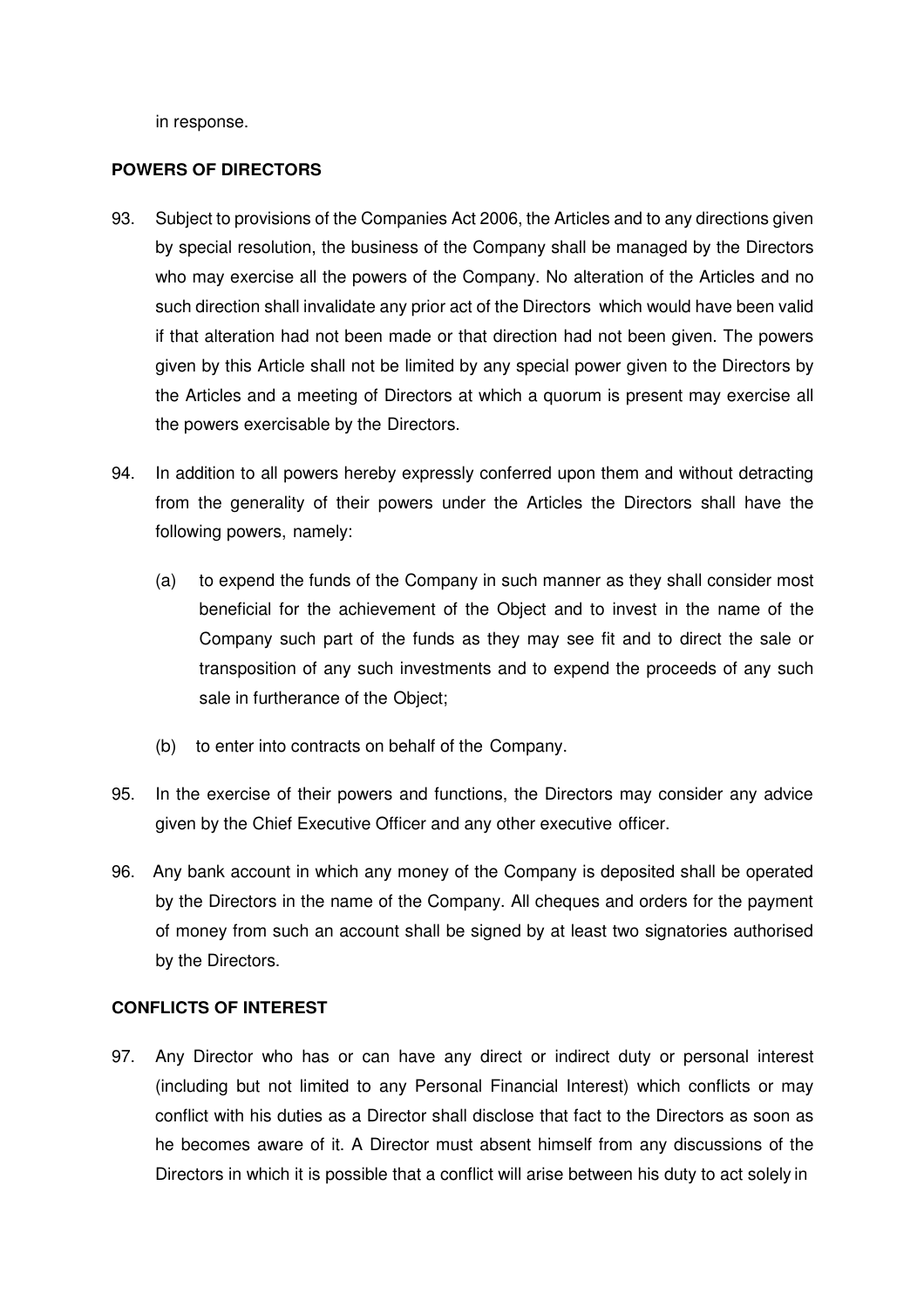in response.

## POWERS OF DIRECTORS

93. Subject to provisions of the Companies Act 2006, the Articles and to any directions given by special resolution, the business of the Company shall be managed by the Directors who may exercise all the powers of the Company. No alteration of the Articles and no such direction shall invalidate any prior act of the Directors which would have been valid if that alteration had not been made or that direction had not been given. The powers given by this Article shall not be limited by any special power given to the Directors by the Articles and a meeting of Directors at which a quorum is present may exercise all the powers exercisable by the Directors.

94. In addition to all powers hereby expressly conferred upon them and without detracting from the generality of their powers under the Articles the Directors shall have the following powers, namely:

    (a) to expend the funds of the Company in such manner as they shall consider most beneficial for the achievement of the Object and to invest in the name of the Company such part of the funds as they may see fit and to direct the sale or transposition of any such investments and to expend the proceeds of any such sale in furtherance of the Object;

    (b) to enter into contracts on behalf of the Company.

95. In the exercise of their powers and functions, the Directors may consider any advice given by the Chief Executive Officer and any other executive officer.

96. Any bank account in which any money of the Company is deposited shall be operated by the Directors in the name of the Company. All cheques and orders for the payment of money from such an account shall be signed by at least two signatories authorised by the Directors.

## CONFLICTS OF INTEREST

97. Any Director who has or can have any direct or indirect duty or personal interest (including but not limited to any Personal Financial Interest) which conflicts or may conflict with his duties as a Director shall disclose that fact to the Directors as soon as he becomes aware of it. A Director must absent himself from any discussions of the Directors in which it is possible that a conflict will arise between his duty to act solely in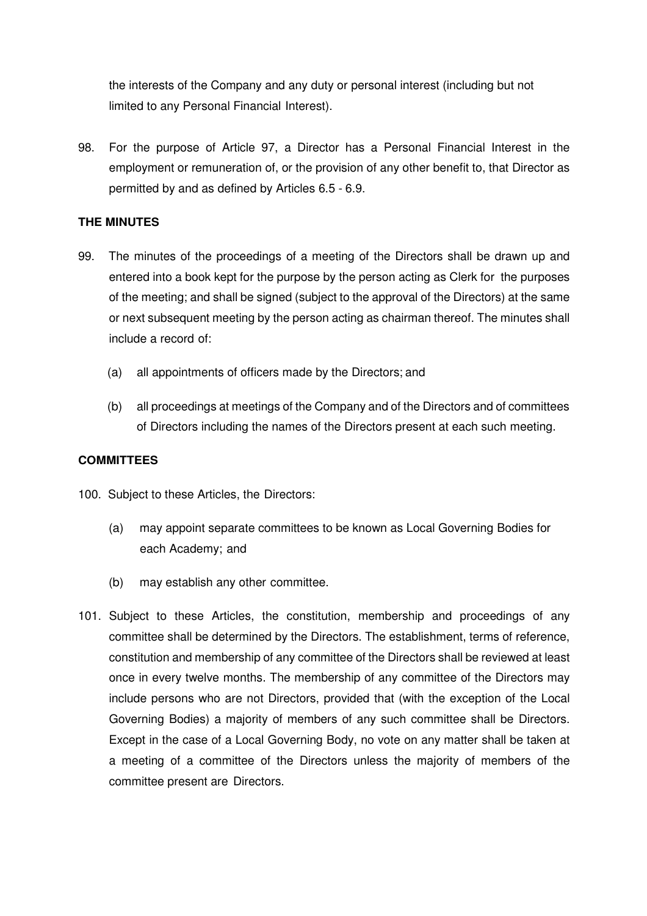the interests of the Company and any duty or personal interest (including but not limited to any Personal Financial Interest).

98. For the purpose of Article 97, a Director has a Personal Financial Interest in the employment or remuneration of, or the provision of any other benefit to, that Director as permitted by and as defined by Articles 6.5 - 6.9.

**THE MINUTES**

99. The minutes of the proceedings of a meeting of the Directors shall be drawn up and entered into a book kept for the purpose by the person acting as Clerk for the purposes of the meeting; and shall be signed (subject to the approval of the Directors) at the same or next subsequent meeting by the person acting as chairman thereof. The minutes shall include a record of:

   (a) all appointments of officers made by the Directors; and

   (b) all proceedings at meetings of the Company and of the Directors and of committees of Directors including the names of the Directors present at each such meeting.

**COMMITTEES**

100. Subject to these Articles, the Directors:

   (a) may appoint separate committees to be known as Local Governing Bodies for each Academy; and

   (b) may establish any other committee.

101. Subject to these Articles, the constitution, membership and proceedings of any committee shall be determined by the Directors. The establishment, terms of reference, constitution and membership of any committee of the Directors shall be reviewed at least once in every twelve months. The membership of any committee of the Directors may include persons who are not Directors, provided that (with the exception of the Local Governing Bodies) a majority of members of any such committee shall be Directors. Except in the case of a Local Governing Body, no vote on any matter shall be taken at a meeting of a committee of the Directors unless the majority of members of the committee present are Directors.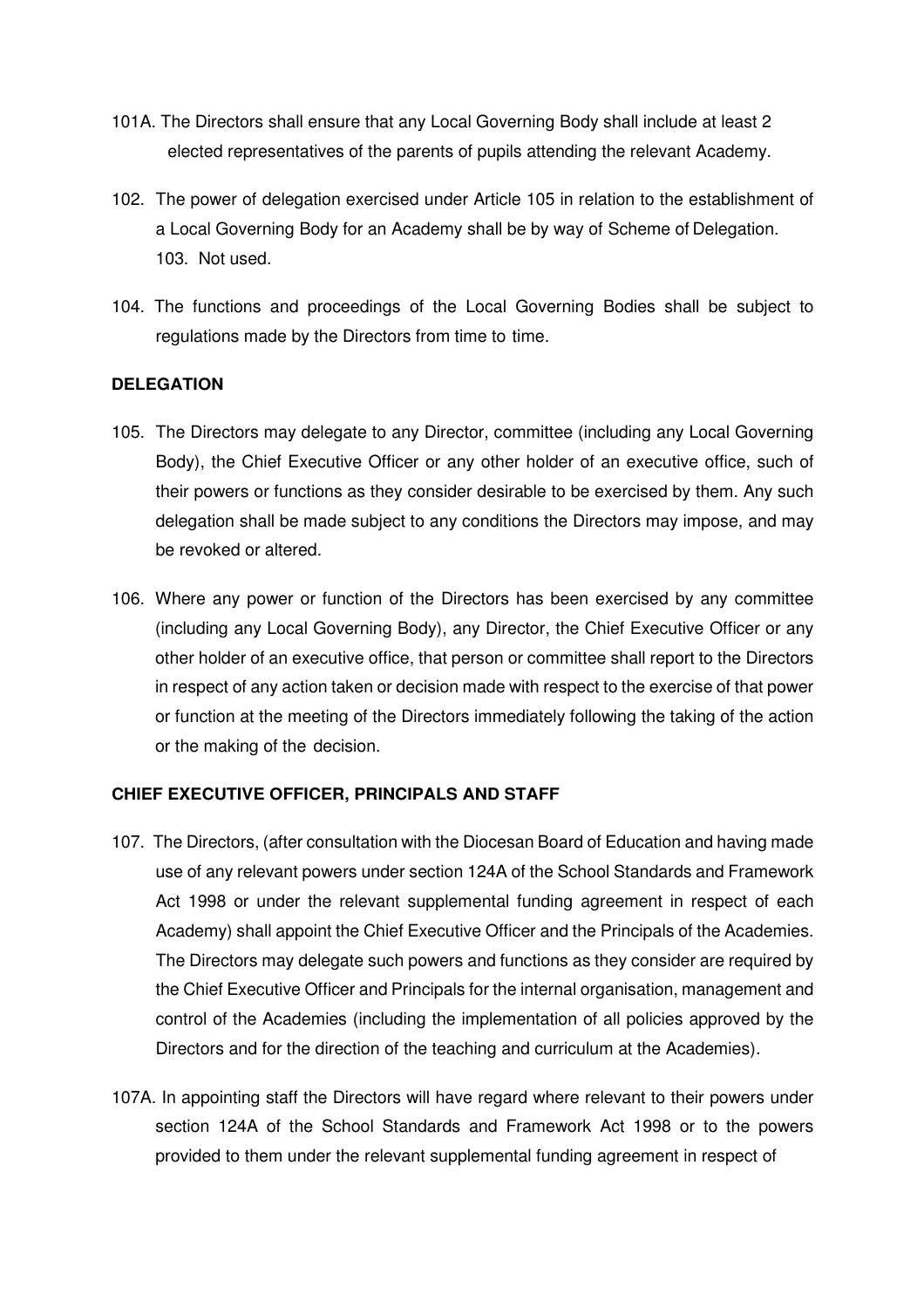101A. The Directors shall ensure that any Local Governing Body shall include at least 2 elected representatives of the parents of pupils attending the relevant Academy.

102. The power of delegation exercised under Article 105 in relation to the establishment of a Local Governing Body for an Academy shall be by way of Scheme of Delegation.

103. Not used.

104. The functions and proceedings of the Local Governing Bodies shall be subject to regulations made by the Directors from time to time.

**DELEGATION**

105. The Directors may delegate to any Director, committee (including any Local Governing Body), the Chief Executive Officer or any other holder of an executive office, such of their powers or functions as they consider desirable to be exercised by them. Any such delegation shall be made subject to any conditions the Directors may impose, and may be revoked or altered.

106. Where any power or function of the Directors has been exercised by any committee (including any Local Governing Body), any Director, the Chief Executive Officer or any other holder of an executive office, that person or committee shall report to the Directors in respect of any action taken or decision made with respect to the exercise of that power or function at the meeting of the Directors immediately following the taking of the action or the making of the decision.

**CHIEF EXECUTIVE OFFICER, PRINCIPALS AND STAFF**

107. The Directors, (after consultation with the Diocesan Board of Education and having made use of any relevant powers under section 124A of the School Standards and Framework Act 1998 or under the relevant supplemental funding agreement in respect of each Academy) shall appoint the Chief Executive Officer and the Principals of the Academies. The Directors may delegate such powers and functions as they consider are required by the Chief Executive Officer and Principals for the internal organisation, management and control of the Academies (including the implementation of all policies approved by the Directors and for the direction of the teaching and curriculum at the Academies).

107A. In appointing staff the Directors will have regard where relevant to their powers under section 124A of the School Standards and Framework Act 1998 or to the powers provided to them under the relevant supplemental funding agreement in respect of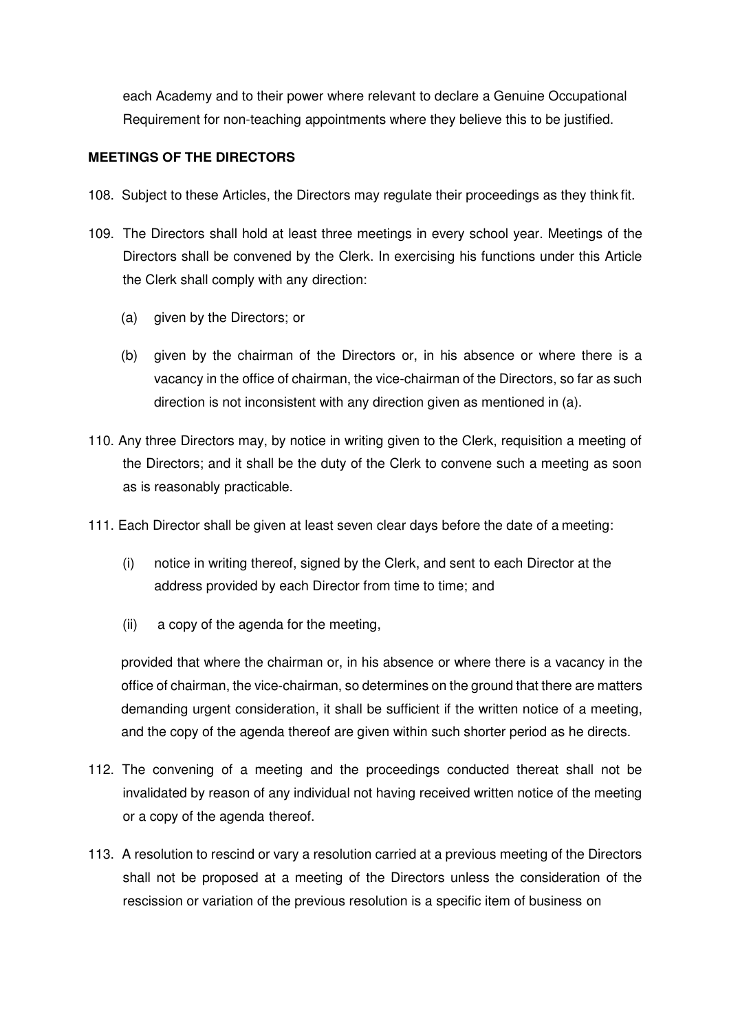each Academy and to their power where relevant to declare a Genuine Occupational Requirement for non-teaching appointments where they believe this to be justified.

**MEETINGS OF THE DIRECTORS**

108. Subject to these Articles, the Directors may regulate their proceedings as they think fit.

109. The Directors shall hold at least three meetings in every school year. Meetings of the Directors shall be convened by the Clerk. In exercising his functions under this Article the Clerk shall comply with any direction:

    (a) given by the Directors; or

    (b) given by the chairman of the Directors or, in his absence or where there is a vacancy in the office of chairman, the vice-chairman of the Directors, so far as such direction is not inconsistent with any direction given as mentioned in (a).

110. Any three Directors may, by notice in writing given to the Clerk, requisition a meeting of the Directors; and it shall be the duty of the Clerk to convene such a meeting as soon as is reasonably practicable.

111. Each Director shall be given at least seven clear days before the date of a meeting:

    (i) notice in writing thereof, signed by the Clerk, and sent to each Director at the address provided by each Director from time to time; and

    (ii) a copy of the agenda for the meeting,

    provided that where the chairman or, in his absence or where there is a vacancy in the office of chairman, the vice-chairman, so determines on the ground that there are matters demanding urgent consideration, it shall be sufficient if the written notice of a meeting, and the copy of the agenda thereof are given within such shorter period as he directs.

112. The convening of a meeting and the proceedings conducted thereat shall not be invalidated by reason of any individual not having received written notice of the meeting or a copy of the agenda thereof.

113. A resolution to rescind or vary a resolution carried at a previous meeting of the Directors shall not be proposed at a meeting of the Directors unless the consideration of the rescission or variation of the previous resolution is a specific item of business on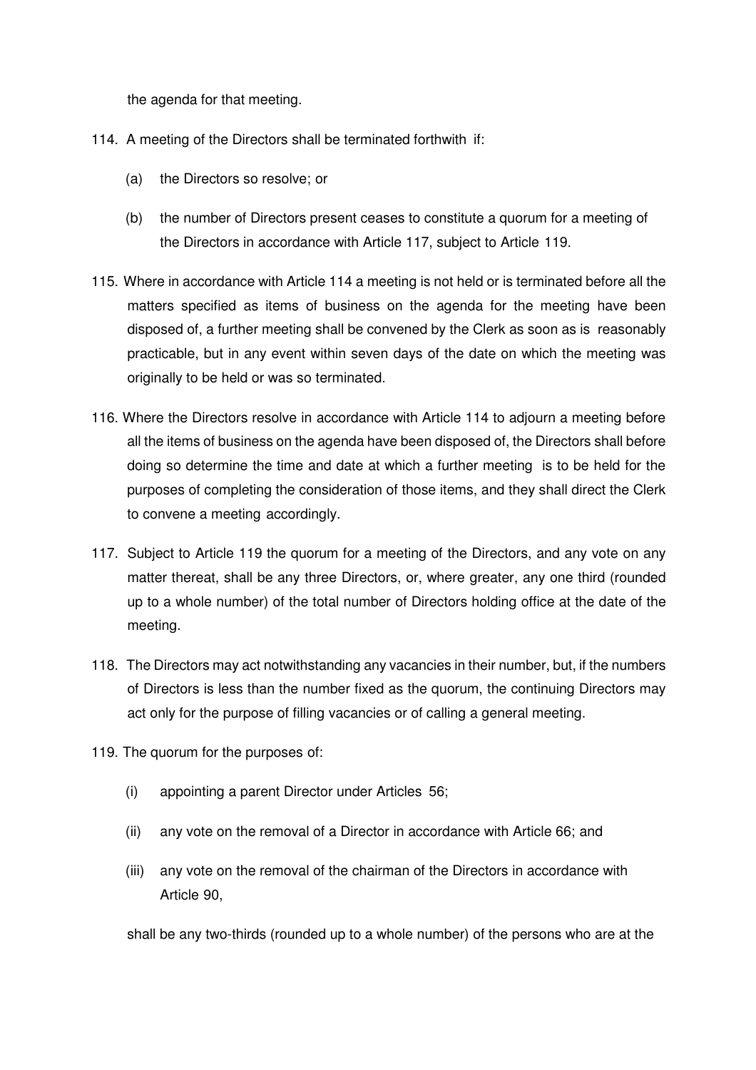the agenda for that meeting.

114. A meeting of the Directors shall be terminated forthwith if:

   (a) the Directors so resolve; or

   (b) the number of Directors present ceases to constitute a quorum for a meeting of the Directors in accordance with Article 117, subject to Article 119.

115. Where in accordance with Article 114 a meeting is not held or is terminated before all the matters specified as items of business on the agenda for the meeting have been disposed of, a further meeting shall be convened by the Clerk as soon as is reasonably practicable, but in any event within seven days of the date on which the meeting was originally to be held or was so terminated.

116. Where the Directors resolve in accordance with Article 114 to adjourn a meeting before all the items of business on the agenda have been disposed of, the Directors shall before doing so determine the time and date at which a further meeting is to be held for the purposes of completing the consideration of those items, and they shall direct the Clerk to convene a meeting accordingly.

117. Subject to Article 119 the quorum for a meeting of the Directors, and any vote on any matter thereat, shall be any three Directors, or, where greater, any one third (rounded up to a whole number) of the total number of Directors holding office at the date of the meeting.

118. The Directors may act notwithstanding any vacancies in their number, but, if the numbers of Directors is less than the number fixed as the quorum, the continuing Directors may act only for the purpose of filling vacancies or of calling a general meeting.

119. The quorum for the purposes of:

   (i) appointing a parent Director under Articles 56;

   (ii) any vote on the removal of a Director in accordance with Article 66; and

   (iii) any vote on the removal of the chairman of the Directors in accordance with Article 90,

   shall be any two-thirds (rounded up to a whole number) of the persons who are at the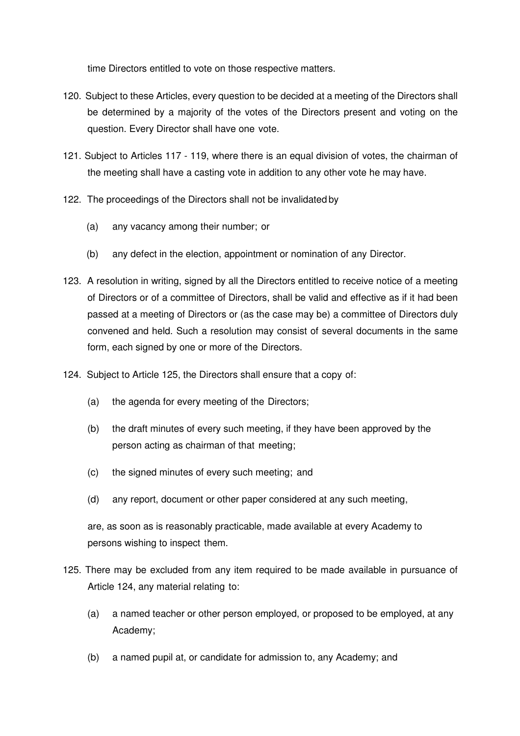time Directors entitled to vote on those respective matters.

120. Subject to these Articles, every question to be decided at a meeting of the Directors shall be determined by a majority of the votes of the Directors present and voting on the question. Every Director shall have one vote.

121. Subject to Articles 117 - 119, where there is an equal division of votes, the chairman of the meeting shall have a casting vote in addition to any other vote he may have.

122. The proceedings of the Directors shall not be invalidated by

   (a) any vacancy among their number; or

   (b) any defect in the election, appointment or nomination of any Director.

123. A resolution in writing, signed by all the Directors entitled to receive notice of a meeting of Directors or of a committee of Directors, shall be valid and effective as if it had been passed at a meeting of Directors or (as the case may be) a committee of Directors duly convened and held. Such a resolution may consist of several documents in the same form, each signed by one or more of the Directors.

124. Subject to Article 125, the Directors shall ensure that a copy of:

   (a) the agenda for every meeting of the Directors;

   (b) the draft minutes of every such meeting, if they have been approved by the person acting as chairman of that meeting;

   (c) the signed minutes of every such meeting; and

   (d) any report, document or other paper considered at any such meeting,

   are, as soon as is reasonably practicable, made available at every Academy to persons wishing to inspect them.

125. There may be excluded from any item required to be made available in pursuance of Article 124, any material relating to:

   (a) a named teacher or other person employed, or proposed to be employed, at any Academy;

   (b) a named pupil at, or candidate for admission to, any Academy; and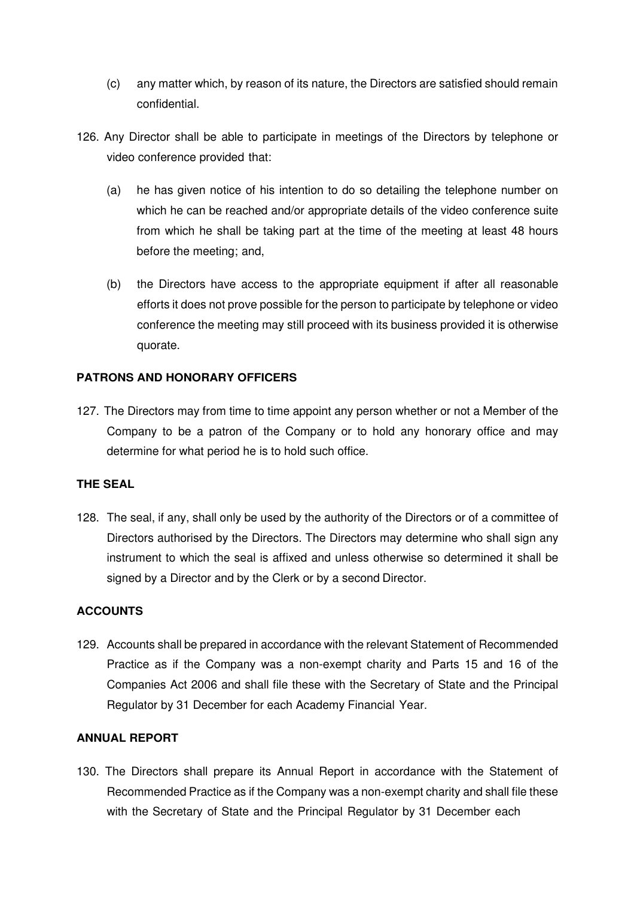(c) any matter which, by reason of its nature, the Directors are satisfied should remain confidential.

126. Any Director shall be able to participate in meetings of the Directors by telephone or video conference provided that:

   (a) he has given notice of his intention to do so detailing the telephone number on which he can be reached and/or appropriate details of the video conference suite from which he shall be taking part at the time of the meeting at least 48 hours before the meeting; and,

   (b) the Directors have access to the appropriate equipment if after all reasonable efforts it does not prove possible for the person to participate by telephone or video conference the meeting may still proceed with its business provided it is otherwise quorate.

**PATRONS AND HONORARY OFFICERS**

127. The Directors may from time to time appoint any person whether or not a Member of the Company to be a patron of the Company or to hold any honorary office and may determine for what period he is to hold such office.

**THE SEAL**

128. The seal, if any, shall only be used by the authority of the Directors or of a committee of Directors authorised by the Directors. The Directors may determine who shall sign any instrument to which the seal is affixed and unless otherwise so determined it shall be signed by a Director and by the Clerk or by a second Director.

**ACCOUNTS**

129. Accounts shall be prepared in accordance with the relevant Statement of Recommended Practice as if the Company was a non-exempt charity and Parts 15 and 16 of the Companies Act 2006 and shall file these with the Secretary of State and the Principal Regulator by 31 December for each Academy Financial Year.

**ANNUAL REPORT**

130. The Directors shall prepare its Annual Report in accordance with the Statement of Recommended Practice as if the Company was a non-exempt charity and shall file these with the Secretary of State and the Principal Regulator by 31 December each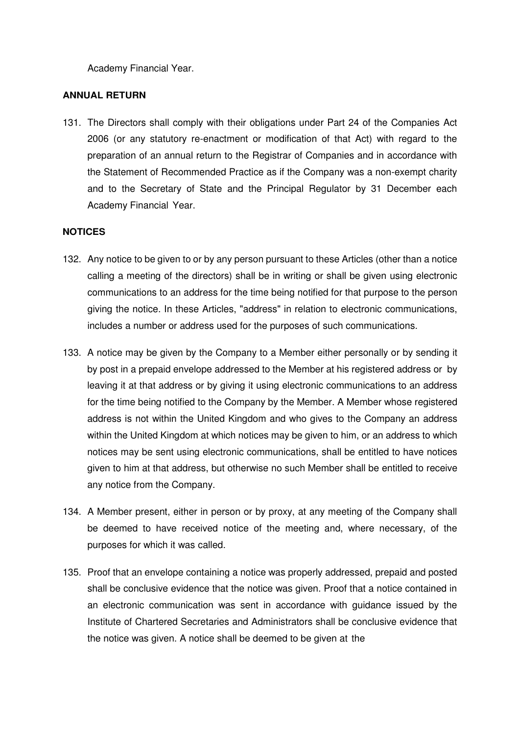Academy Financial Year.

**ANNUAL RETURN**

131. The Directors shall comply with their obligations under Part 24 of the Companies Act 2006 (or any statutory re-enactment or modification of that Act) with regard to the preparation of an annual return to the Registrar of Companies and in accordance with the Statement of Recommended Practice as if the Company was a non-exempt charity and to the Secretary of State and the Principal Regulator by 31 December each Academy Financial Year.

**NOTICES**

132. Any notice to be given to or by any person pursuant to these Articles (other than a notice calling a meeting of the directors) shall be in writing or shall be given using electronic communications to an address for the time being notified for that purpose to the person giving the notice. In these Articles, "address" in relation to electronic communications, includes a number or address used for the purposes of such communications.

133. A notice may be given by the Company to a Member either personally or by sending it by post in a prepaid envelope addressed to the Member at his registered address or by leaving it at that address or by giving it using electronic communications to an address for the time being notified to the Company by the Member. A Member whose registered address is not within the United Kingdom and who gives to the Company an address within the United Kingdom at which notices may be given to him, or an address to which notices may be sent using electronic communications, shall be entitled to have notices given to him at that address, but otherwise no such Member shall be entitled to receive any notice from the Company.

134. A Member present, either in person or by proxy, at any meeting of the Company shall be deemed to have received notice of the meeting and, where necessary, of the purposes for which it was called.

135. Proof that an envelope containing a notice was properly addressed, prepaid and posted shall be conclusive evidence that the notice was given. Proof that a notice contained in an electronic communication was sent in accordance with guidance issued by the Institute of Chartered Secretaries and Administrators shall be conclusive evidence that the notice was given. A notice shall be deemed to be given at the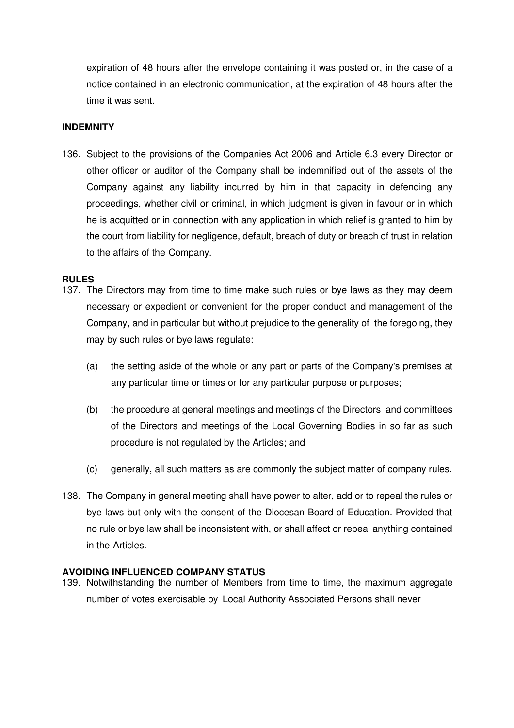expiration of 48 hours after the envelope containing it was posted or, in the case of a notice contained in an electronic communication, at the expiration of 48 hours after the time it was sent.

**INDEMNITY**

136. Subject to the provisions of the Companies Act 2006 and Article 6.3 every Director or other officer or auditor of the Company shall be indemnified out of the assets of the Company against any liability incurred by him in that capacity in defending any proceedings, whether civil or criminal, in which judgment is given in favour or in which he is acquitted or in connection with any application in which relief is granted to him by the court from liability for negligence, default, breach of duty or breach of trust in relation to the affairs of the Company.

**RULES**

137. The Directors may from time to time make such rules or bye laws as they may deem necessary or expedient or convenient for the proper conduct and management of the Company, and in particular but without prejudice to the generality of the foregoing, they may by such rules or bye laws regulate:

    (a) the setting aside of the whole or any part or parts of the Company's premises at any particular time or times or for any particular purpose or purposes;

    (b) the procedure at general meetings and meetings of the Directors and committees of the Directors and meetings of the Local Governing Bodies in so far as such procedure is not regulated by the Articles; and

    (c) generally, all such matters as are commonly the subject matter of company rules.

138. The Company in general meeting shall have power to alter, add or to repeal the rules or bye laws but only with the consent of the Diocesan Board of Education. Provided that no rule or bye law shall be inconsistent with, or shall affect or repeal anything contained in the Articles.

**AVOIDING INFLUENCED COMPANY STATUS**

139. Notwithstanding the number of Members from time to time, the maximum aggregate number of votes exercisable by Local Authority Associated Persons shall never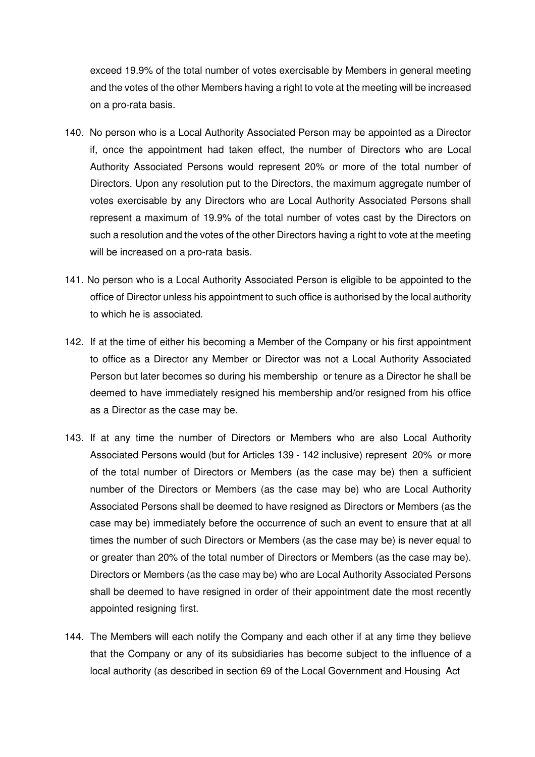exceed 19.9% of the total number of votes exercisable by Members in general meeting and the votes of the other Members having a right to vote at the meeting will be increased on a pro-rata basis.

140. No person who is a Local Authority Associated Person may be appointed as a Director if, once the appointment had taken effect, the number of Directors who are Local Authority Associated Persons would represent 20% or more of the total number of Directors. Upon any resolution put to the Directors, the maximum aggregate number of votes exercisable by any Directors who are Local Authority Associated Persons shall represent a maximum of 19.9% of the total number of votes cast by the Directors on such a resolution and the votes of the other Directors having a right to vote at the meeting will be increased on a pro-rata basis.

141. No person who is a Local Authority Associated Person is eligible to be appointed to the office of Director unless his appointment to such office is authorised by the local authority to which he is associated.

142. If at the time of either his becoming a Member of the Company or his first appointment to office as a Director any Member or Director was not a Local Authority Associated Person but later becomes so during his membership or tenure as a Director he shall be deemed to have immediately resigned his membership and/or resigned from his office as a Director as the case may be.

143. If at any time the number of Directors or Members who are also Local Authority Associated Persons would (but for Articles 139 - 142 inclusive) represent 20% or more of the total number of Directors or Members (as the case may be) then a sufficient number of the Directors or Members (as the case may be) who are Local Authority Associated Persons shall be deemed to have resigned as Directors or Members (as the case may be) immediately before the occurrence of such an event to ensure that at all times the number of such Directors or Members (as the case may be) is never equal to or greater than 20% of the total number of Directors or Members (as the case may be). Directors or Members (as the case may be) who are Local Authority Associated Persons shall be deemed to have resigned in order of their appointment date the most recently appointed resigning first.

144. The Members will each notify the Company and each other if at any time they believe that the Company or any of its subsidiaries has become subject to the influence of a local authority (as described in section 69 of the Local Government and Housing Act